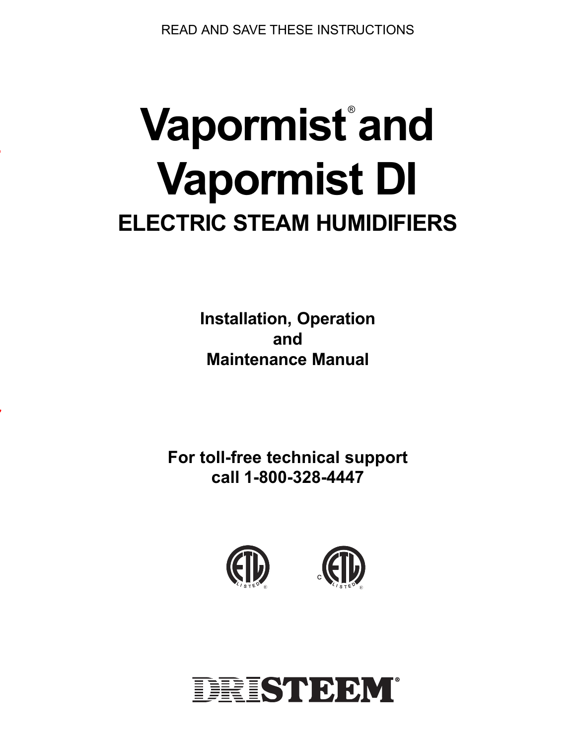READ AND SAVE THESE INSTRUCTIONS

# Vapormist® and Vapormist DI

## ELECTRIC STEAM HUMIDIFIERS

**Installation, Operation and Maintenance Manual**

**For toll-free technical support call 1-800-328-4447**

DRISTEEM®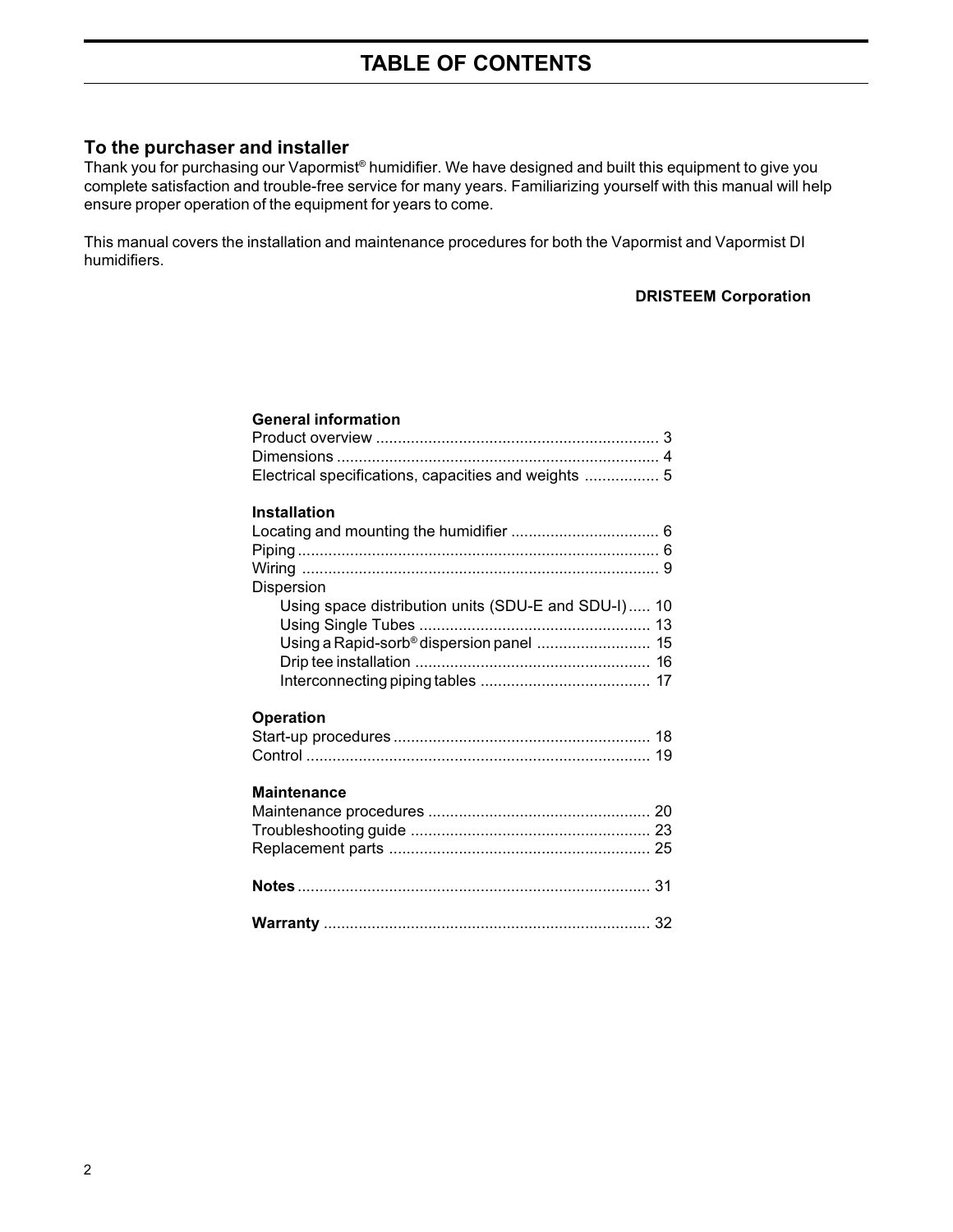# TABLE OF CONTENTS

## To the purchaser and installer

Thank you for purchasing our Vapormist® humidifier. We have designed and built this equipment to give you complete satisfaction and trouble-free service for many years. Familiarizing yourself with this manual will help ensure proper operation of the equipment for years to come.

This manual covers the installation and maintenance procedures for both the Vapormist and Vapormist DI humidifiers.

**DRISTEEM Corporation**

**General information**

Product overview ................................................................ 3
Dimensions ......................................................................... 4
Electrical specifications, capacities and weights ................. 5

**Installation**

Locating and mounting the humidifier ................................. 6
Piping .................................................................................. 6
Wiring ................................................................................. 9
Dispersion
- Using space distribution units (SDU-E and SDU-I) ..... 10
- Using Single Tubes ..................................................... 13
- Using a Rapid-sorb® dispersion panel .......................... 15
- Drip tee installation ...................................................... 16
- Interconnecting piping tables ....................................... 17

**Operation**

Start-up procedures ........................................................... 18
Control ............................................................................... 19

**Maintenance**

Maintenance procedures ................................................... 20
Troubleshooting guide ....................................................... 23
Replacement parts ............................................................ 25

**Notes** ................................................................................ 31

**Warranty** .......................................................................... 32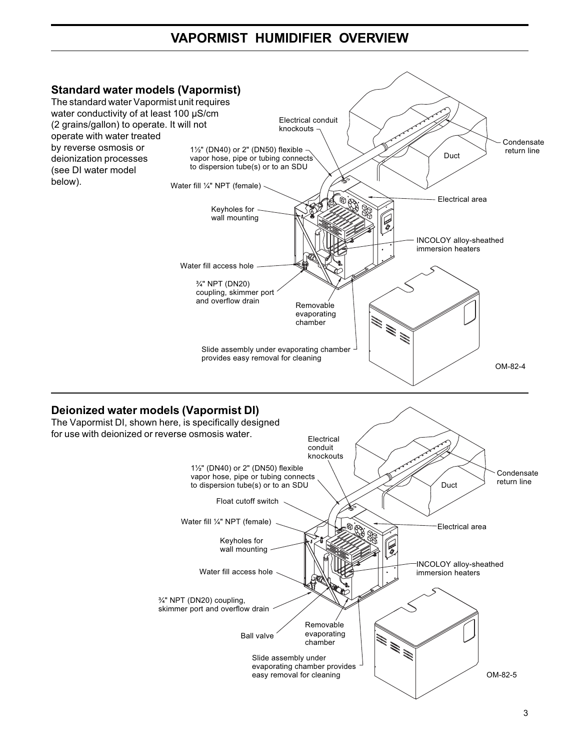# VAPORMIST HUMIDIFIER OVERVIEW

## Standard water models (Vapormist)

The standard water Vapormist unit requires water conductivity of at least 100 µS/cm (2 grains/gallon) to operate. It will not operate with water treated by reverse osmosis or deionization processes (see DI water model below).

Electrical conduit knockouts

1½" (DN40) or 2" (DN50) flexible vapor hose, pipe or tubing connects to dispersion tube(s) or to an SDU

Water fill ¼" NPT (female)

Keyholes for wall mounting

Water fill access hole

¾" NPT (DN20) coupling, skimmer port and overflow drain

Removable evaporating chamber

Slide assembly under evaporating chamber provides easy removal for cleaning

Condensate return line

Duct

Electrical area

INCOLOY alloy-sheathed immersion heaters

OM-82-4

## Deionized water models (Vapormist DI)

The Vapormist DI, shown here, is specifically designed for use with deionized or reverse osmosis water.

Electrical conduit knockouts

1½" (DN40) or 2" (DN50) flexible vapor hose, pipe or tubing connects to dispersion tube(s) or to an SDU

Float cutoff switch

Water fill ¼" NPT (female)

Keyholes for wall mounting

Water fill access hole

¾" NPT (DN20) coupling, skimmer port and overflow drain

Ball valve

Removable evaporating chamber

Slide assembly under evaporating chamber provides easy removal for cleaning

Condensate return line

Duct

Electrical area

INCOLOY alloy-sheathed immersion heaters

OM-82-5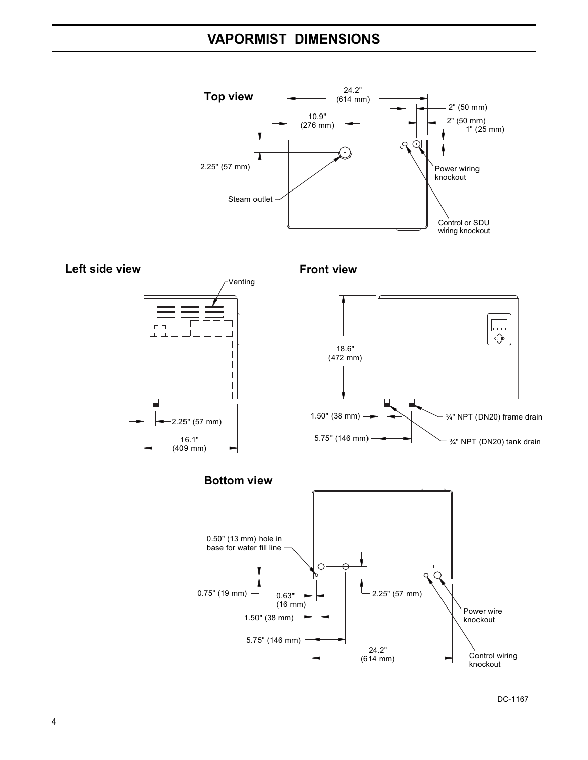# VAPORMIST DIMENSIONS

## Top view

24.2" (614 mm)

10.9" (276 mm)

2" (50 mm)

2" (50 mm)

1" (25 mm)

2.25" (57 mm)

Power wiring knockout

Steam outlet

Control or SDU wiring knockout

## Left side view

Venting

2.25" (57 mm)

16.1" (409 mm)

## Front view

18.6" (472 mm)

1.50" (38 mm)

5.75" (146 mm)

¾" NPT (DN20) frame drain

¾" NPT (DN20) tank drain

## Bottom view

0.50" (13 mm) hole in base for water fill line

0.75" (19 mm)

0.63" (16 mm)

1.50" (38 mm)

5.75" (146 mm)

2.25" (57 mm)

24.2" (614 mm)

Power wire knockout

Control wiring knockout

DC-1167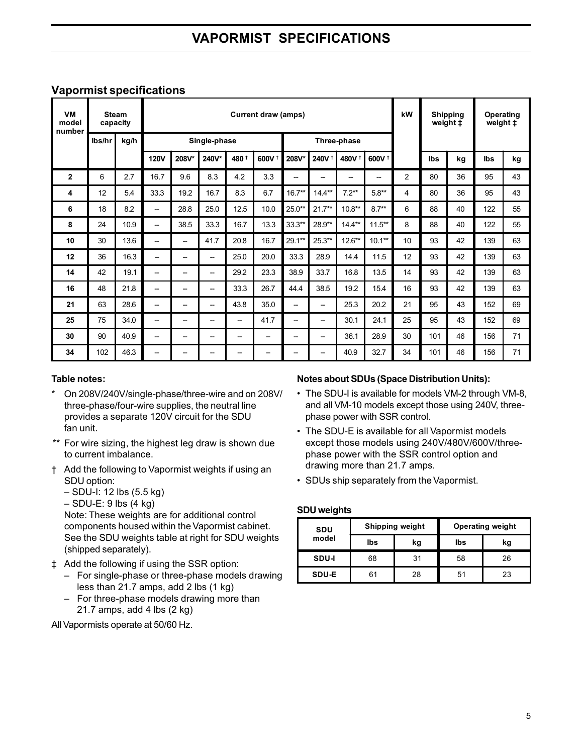# VAPORMIST SPECIFICATIONS

## Vapormist specifications

| VM model number | Steam capacity | | Current draw (amps) | | | | | | | | | kW | Shipping weight ‡ | | Operating weight ‡ | |
|---|---|---|---|---|---|---|---|---|---|---|---|---|---|---|---|---|
| | lbs/hr | kg/h | Single-phase | | | | | Three-phase | | | | | lbs | kg | lbs | kg |
| | | | 120V | 208V* | 240V* | 480 † | 600V † | 208V* | 240V † | 480V † | 600V † | | | | | |
| **2** | 6 | 2.7 | 16.7 | 9.6 | 8.3 | 4.2 | 3.3 | – | – | – | – | 2 | 80 | 36 | 95 | 43 |
| **4** | 12 | 5.4 | 33.3 | 19.2 | 16.7 | 8.3 | 6.7 | 16.7** | 14.4** | 7.2** | 5.8** | 4 | 80 | 36 | 95 | 43 |
| **6** | 18 | 8.2 | – | 28.8 | 25.0 | 12.5 | 10.0 | 25.0** | 21.7** | 10.8** | 8.7** | 6 | 88 | 40 | 122 | 55 |
| **8** | 24 | 10.9 | – | 38.5 | 33.3 | 16.7 | 13.3 | 33.3** | 28.9** | 14.4** | 11.5** | 8 | 88 | 40 | 122 | 55 |
| **10** | 30 | 13.6 | – | – | 41.7 | 20.8 | 16.7 | 29.1** | 25.3** | 12.6** | 10.1** | 10 | 93 | 42 | 139 | 63 |
| **12** | 36 | 16.3 | – | – | – | 25.0 | 20.0 | 33.3 | 28.9 | 14.4 | 11.5 | 12 | 93 | 42 | 139 | 63 |
| **14** | 42 | 19.1 | – | – | – | 29.2 | 23.3 | 38.9 | 33.7 | 16.8 | 13.5 | 14 | 93 | 42 | 139 | 63 |
| **16** | 48 | 21.8 | – | – | – | 33.3 | 26.7 | 44.4 | 38.5 | 19.2 | 15.4 | 16 | 93 | 42 | 139 | 63 |
| **21** | 63 | 28.6 | – | – | – | 43.8 | 35.0 | – | – | 25.3 | 20.2 | 21 | 95 | 43 | 152 | 69 |
| **25** | 75 | 34.0 | – | – | – | – | 41.7 | – | – | 30.1 | 24.1 | 25 | 95 | 43 | 152 | 69 |
| **30** | 90 | 40.9 | – | – | – | – | – | – | – | 36.1 | 28.9 | 30 | 101 | 46 | 156 | 71 |
| **34** | 102 | 46.3 | – | – | – | – | – | – | – | 40.9 | 32.7 | 34 | 101 | 46 | 156 | 71 |

**Table notes:**

- \* On 208V/240V/single-phase/three-wire and on 208V/three-phase/four-wire supplies, the neutral line provides a separate 120V circuit for the SDU fan unit.
- ** For wire sizing, the highest leg draw is shown due to current imbalance.
- † Add the following to Vapormist weights if using an SDU option:
  - SDU-I: 12 lbs (5.5 kg)
  - SDU-E: 9 lbs (4 kg)

  Note: These weights are for additional control components housed within the Vapormist cabinet. See the SDU weights table at right for SDU weights (shipped separately).
- ‡ Add the following if using the SSR option:
  - For single-phase or three-phase models drawing less than 21.7 amps, add 2 lbs (1 kg)
  - For three-phase models drawing more than 21.7 amps, add 4 lbs (2 kg)

All Vapormists operate at 50/60 Hz.

**Notes about SDUs (Space Distribution Units):**

- The SDU-I is available for models VM-2 through VM-8, and all VM-10 models except those using 240V, three-phase power with SSR control.
- The SDU-E is available for all Vapormist models except those models using 240V/480V/600V/three-phase power with the SSR control option and drawing more than 21.7 amps.
- SDUs ship separately from the Vapormist.

**SDU weights**

| SDU model | Shipping weight | | Operating weight | |
|---|---|---|---|---|
| | lbs | kg | lbs | kg |
| **SDU-I** | 68 | 31 | 58 | 26 |
| **SDU-E** | 61 | 28 | 51 | 23 |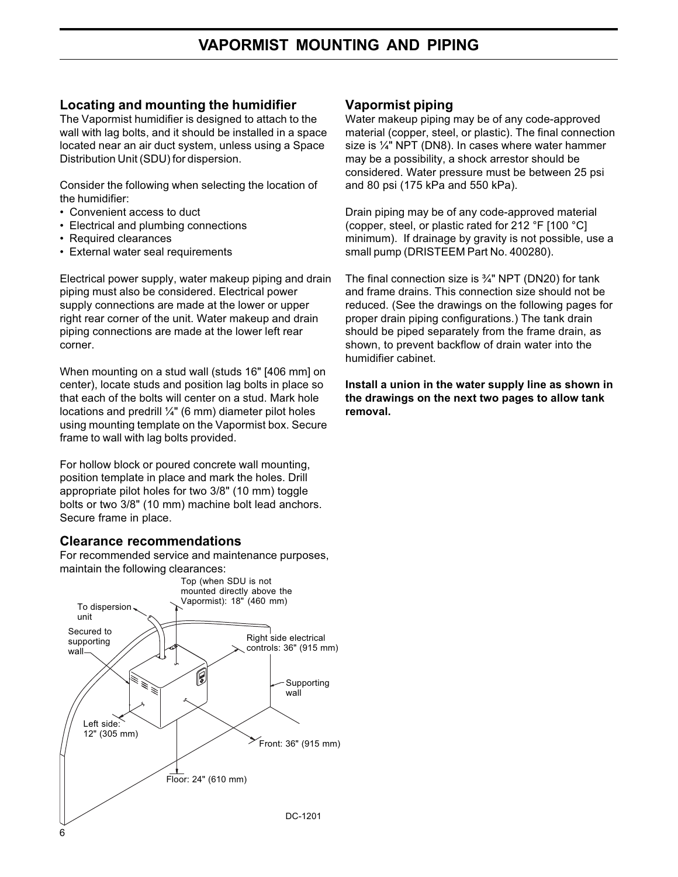# VAPORMIST MOUNTING AND PIPING

## Locating and mounting the humidifier

The Vapormist humidifier is designed to attach to the wall with lag bolts, and it should be installed in a space located near an air duct system, unless using a Space Distribution Unit (SDU) for dispersion.

Consider the following when selecting the location of the humidifier:

- Convenient access to duct
- Electrical and plumbing connections
- Required clearances
- External water seal requirements

Electrical power supply, water makeup piping and drain piping must also be considered. Electrical power supply connections are made at the lower or upper right rear corner of the unit. Water makeup and drain piping connections are made at the lower left rear corner.

When mounting on a stud wall (studs 16" [406 mm] on center), locate studs and position lag bolts in place so that each of the bolts will center on a stud. Mark hole locations and predrill ¼" (6 mm) diameter pilot holes using mounting template on the Vapormist box. Secure frame to wall with lag bolts provided.

For hollow block or poured concrete wall mounting, position template in place and mark the holes. Drill appropriate pilot holes for two 3/8" (10 mm) toggle bolts or two 3/8" (10 mm) machine bolt lead anchors. Secure frame in place.

## Clearance recommendations

For recommended service and maintenance purposes, maintain the following clearances:

- Top (when SDU is not mounted directly above the Vapormist): 18" (460 mm)
- Right side electrical controls: 36" (915 mm)
- Front: 36" (915 mm)
- Floor: 24" (610 mm)
- Left side: 12" (305 mm)

To dispersion unit — Secured to supporting wall — Supporting wall

DC-1201

## Vapormist piping

Water makeup piping may be of any code-approved material (copper, steel, or plastic). The final connection size is ¼" NPT (DN8). In cases where water hammer may be a possibility, a shock arrestor should be considered. Water pressure must be between 25 psi and 80 psi (175 kPa and 550 kPa).

Drain piping may be of any code-approved material (copper, steel, or plastic rated for 212 °F [100 °C] minimum). If drainage by gravity is not possible, use a small pump (DRISTEEM Part No. 400280).

The final connection size is ¾" NPT (DN20) for tank and frame drains. This connection size should not be reduced. (See the drawings on the following pages for proper drain piping configurations.) The tank drain should be piped separately from the frame drain, as shown, to prevent backflow of drain water into the humidifier cabinet.

**Install a union in the water supply line as shown in the drawings on the next two pages to allow tank removal.**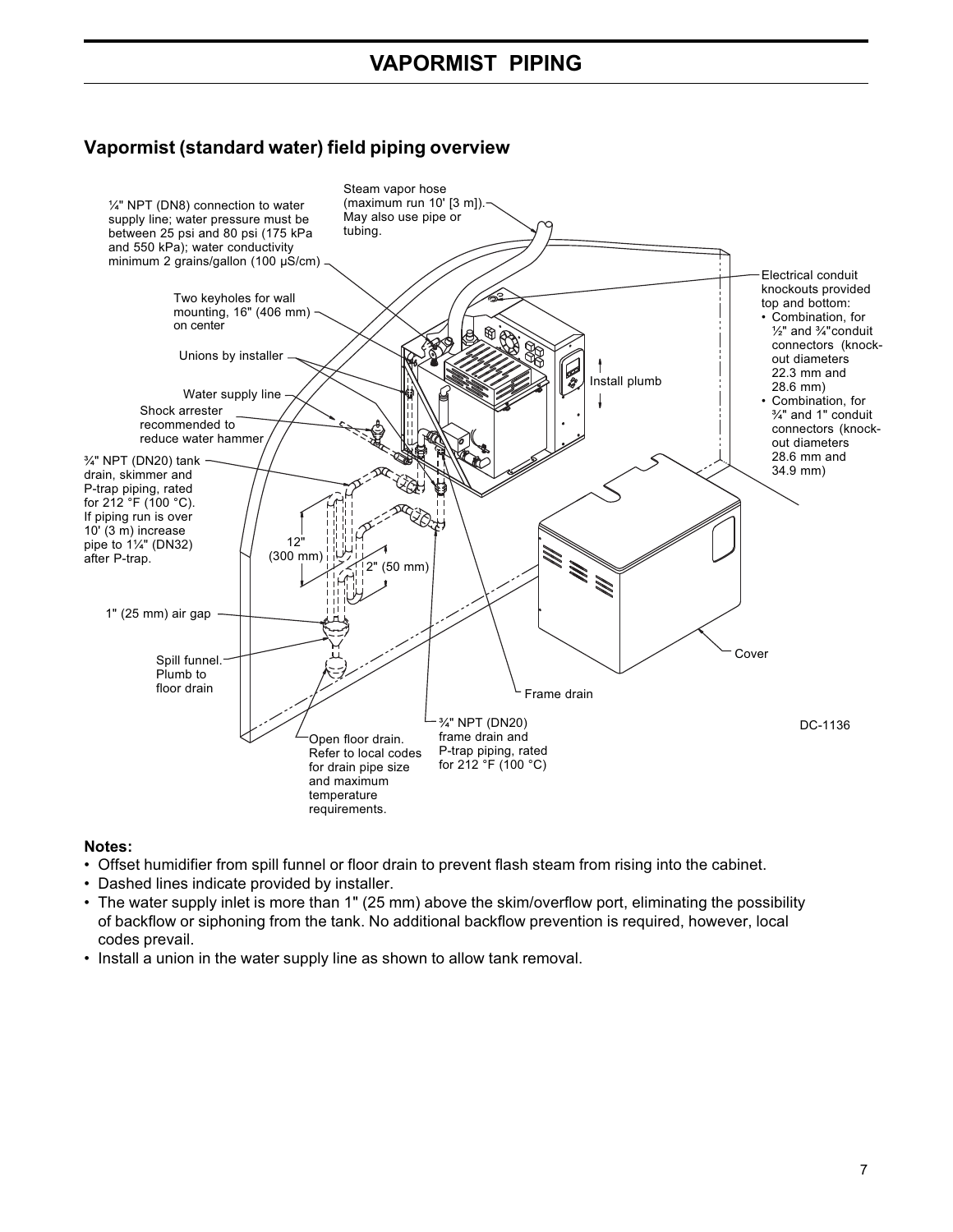# VAPORMIST PIPING

## Vapormist (standard water) field piping overview

¼" NPT (DN8) connection to water supply line; water pressure must be between 25 psi and 80 psi (175 kPa and 550 kPa); water conductivity minimum 2 grains/gallon (100 µS/cm)

Steam vapor hose (maximum run 10' [3 m]). May also use pipe or tubing.

Two keyholes for wall mounting, 16" (406 mm) on center

Unions by installer

Water supply line

Shock arrester recommended to reduce water hammer

¾" NPT (DN20) tank drain, skimmer and P-trap piping, rated for 212 °F (100 °C). If piping run is over 10' (3 m) increase pipe to 1¼" (DN32) after P-trap.

12" (300 mm)

2" (50 mm)

1" (25 mm) air gap

Spill funnel. Plumb to floor drain

Open floor drain. Refer to local codes for drain pipe size and maximum temperature requirements.

¾" NPT (DN20) frame drain and P-trap piping, rated for 212 °F (100 °C)

Frame drain

Cover

Install plumb

Electrical conduit knockouts provided top and bottom:
- Combination, for ½" and ¾"conduit connectors (knock-out diameters 22.3 mm and 28.6 mm)
- Combination, for ¾" and 1" conduit connectors (knock-out diameters 28.6 mm and 34.9 mm)

DC-1136

**Notes:**

- Offset humidifier from spill funnel or floor drain to prevent flash steam from rising into the cabinet.
- Dashed lines indicate provided by installer.
- The water supply inlet is more than 1" (25 mm) above the skim/overflow port, eliminating the possibility of backflow or siphoning from the tank. No additional backflow prevention is required, however, local codes prevail.
- Install a union in the water supply line as shown to allow tank removal.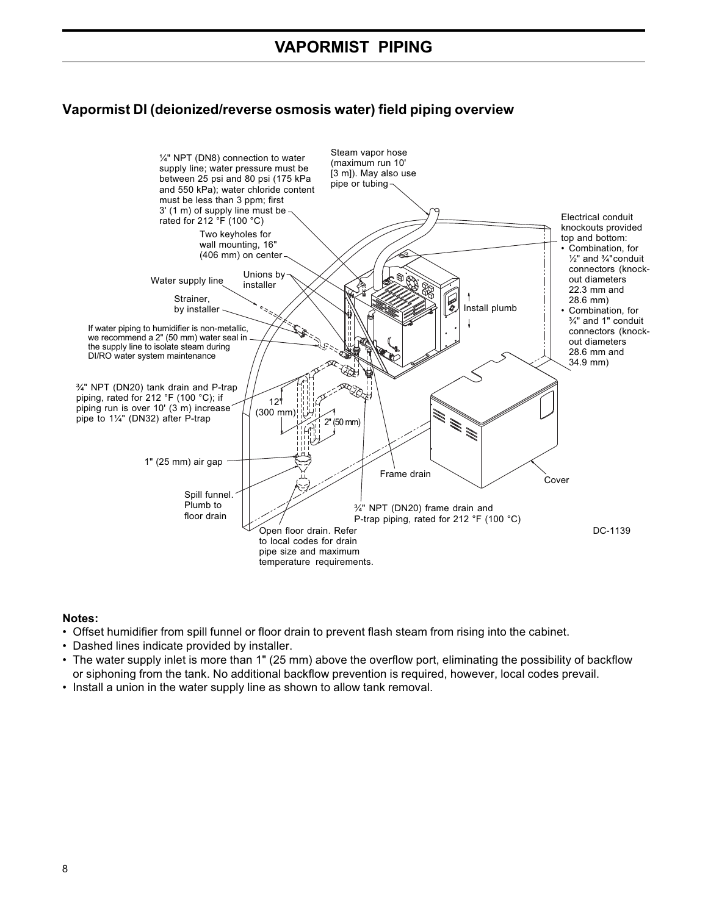# VAPORMIST PIPING

## Vapormist DI (deionized/reverse osmosis water) field piping overview

¼" NPT (DN8) connection to water supply line; water pressure must be between 25 psi and 80 psi (175 kPa and 550 kPa); water chloride content must be less than 3 ppm; first 3' (1 m) of supply line must be rated for 212 °F (100 °C)

Steam vapor hose (maximum run 10' [3 m]). May also use pipe or tubing

Electrical conduit knockouts provided top and bottom:

- Combination, for ½" and ¾" conduit connectors (knock-out diameters 22.3 mm and 28.6 mm)
- Combination, for ¾" and 1" conduit connectors (knock-out diameters 28.6 mm and 34.9 mm)

Two keyholes for wall mounting, 16" (406 mm) on center

Water supply line

Unions by installer

Strainer, by installer

Install plumb

If water piping to humidifier is non-metallic, we recommend a 2" (50 mm) water seal in the supply line to isolate steam during DI/RO water system maintenance

¾" NPT (DN20) tank drain and P-trap piping, rated for 212 °F (100 °C); if piping run is over 10' (3 m) increase pipe to 1¼" (DN32) after P-trap

12" (300 mm)

2" (50 mm)

1" (25 mm) air gap

Frame drain

Cover

Spill funnel. Plumb to floor drain

¾" NPT (DN20) frame drain and P-trap piping, rated for 212 °F (100 °C)

Open floor drain. Refer to local codes for drain pipe size and maximum temperature requirements.

DC-1139

**Notes:**

- Offset humidifier from spill funnel or floor drain to prevent flash steam from rising into the cabinet.
- Dashed lines indicate provided by installer.
- The water supply inlet is more than 1" (25 mm) above the overflow port, eliminating the possibility of backflow or siphoning from the tank. No additional backflow prevention is required, however, local codes prevail.
- Install a union in the water supply line as shown to allow tank removal.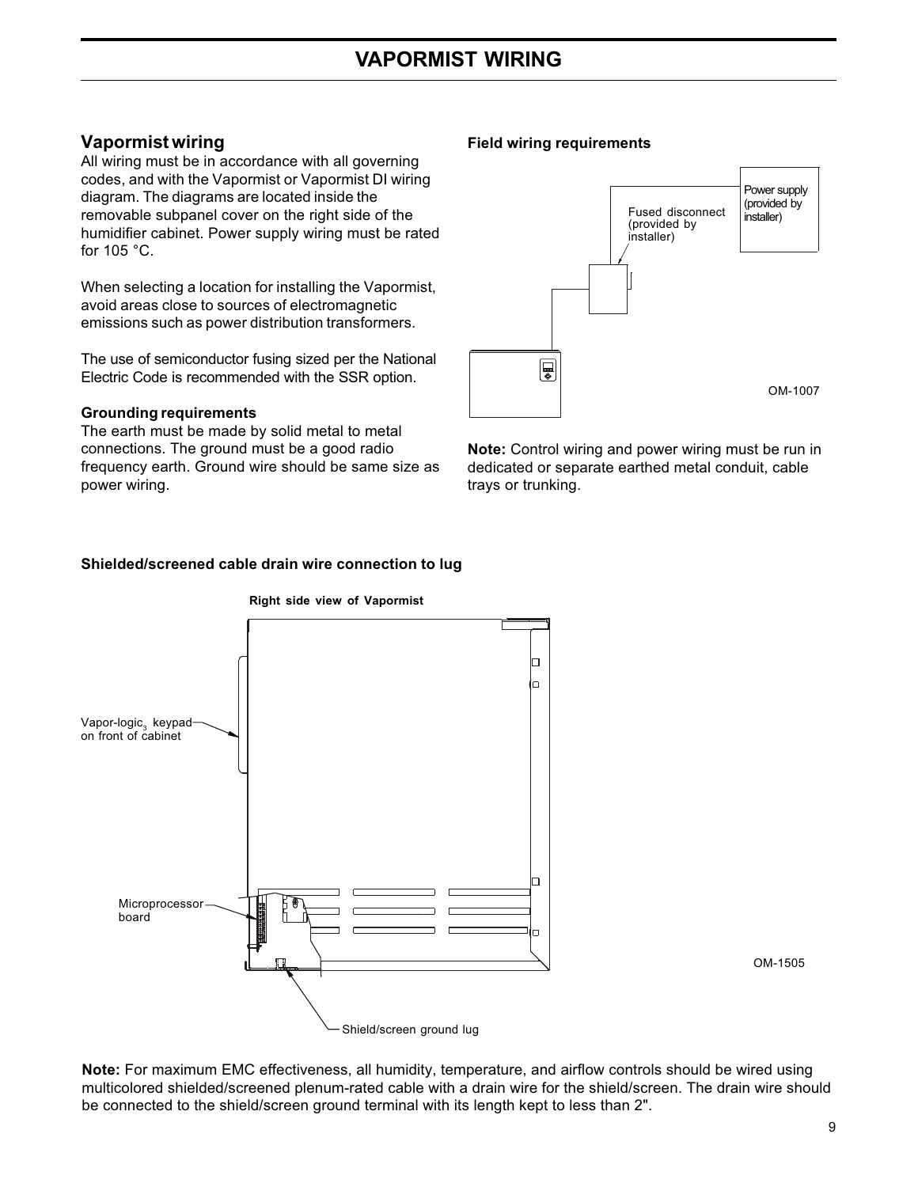# VAPORMIST WIRING

## Vapormist wiring

All wiring must be in accordance with all governing codes, and with the Vapormist or Vapormist DI wiring diagram. The diagrams are located inside the removable subpanel cover on the right side of the humidifier cabinet. Power supply wiring must be rated for 105 °C.

When selecting a location for installing the Vapormist, avoid areas close to sources of electromagnetic emissions such as power distribution transformers.

The use of semiconductor fusing sized per the National Electric Code is recommended with the SSR option.

### Grounding requirements

The earth must be made by solid metal to metal connections. The ground must be a good radio frequency earth. Ground wire should be same size as power wiring.

### Field wiring requirements

Power supply (provided by installer)

Fused disconnect (provided by installer)

OM-1007

**Note:** Control wiring and power wiring must be run in dedicated or separate earthed metal conduit, cable trays or trunking.

### Shielded/screened cable drain wire connection to lug

Right side view of Vapormist

Vapor-logic$_3$ keypad on front of cabinet

Microprocessor board

Shield/screen ground lug

OM-1505

**Note:** For maximum EMC effectiveness, all humidity, temperature, and airflow controls should be wired using multicolored shielded/screened plenum-rated cable with a drain wire for the shield/screen. The drain wire should be connected to the shield/screen ground terminal with its length kept to less than 2".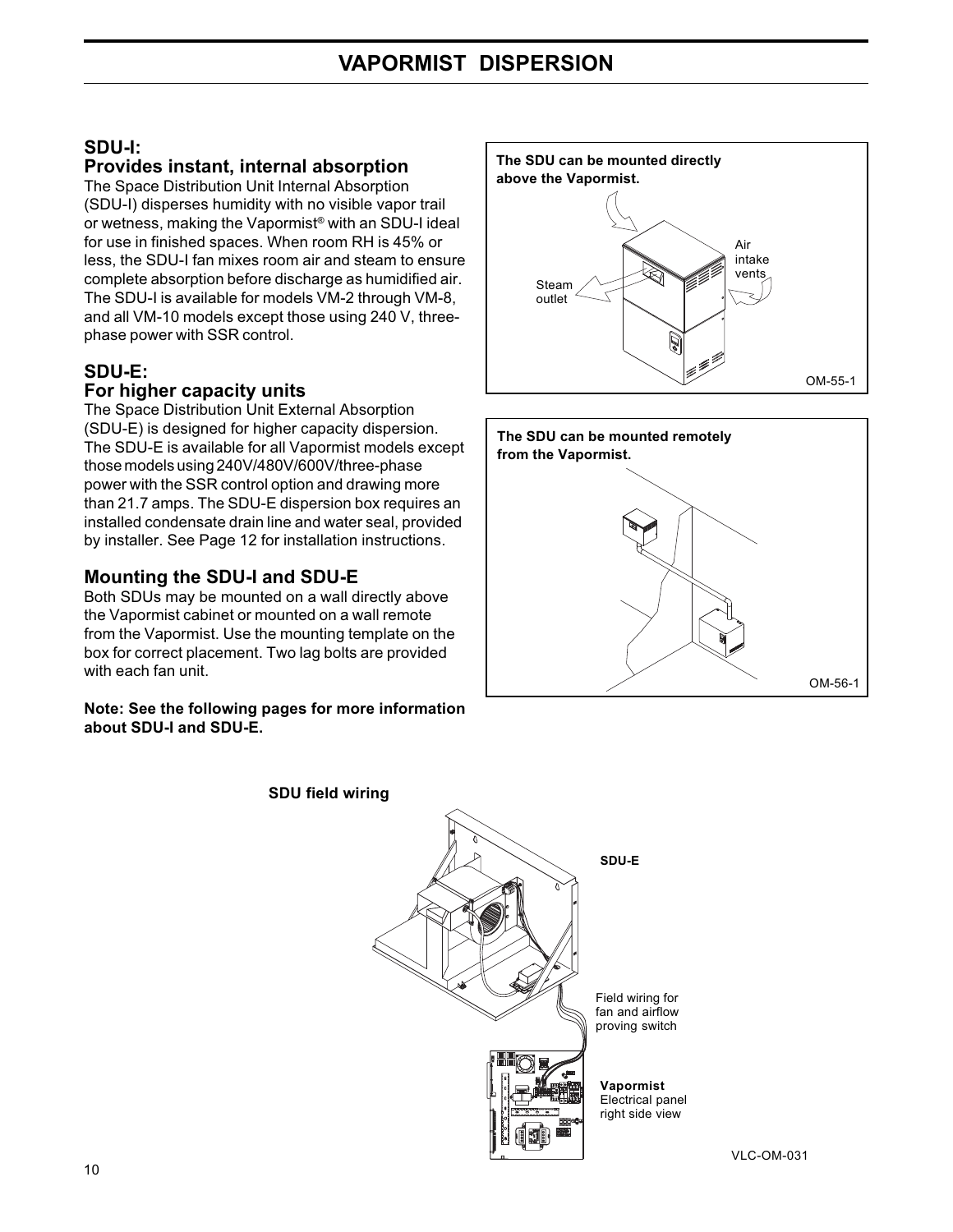# VAPORMIST DISPERSION

## SDU-I: Provides instant, internal absorption

The Space Distribution Unit Internal Absorption (SDU-I) disperses humidity with no visible vapor trail or wetness, making the Vapormist® with an SDU-I ideal for use in finished spaces. When room RH is 45% or less, the SDU-I fan mixes room air and steam to ensure complete absorption before discharge as humidified air. The SDU-I is available for models VM-2 through VM-8, and all VM-10 models except those using 240 V, three-phase power with SSR control.

## SDU-E: For higher capacity units

The Space Distribution Unit External Absorption (SDU-E) is designed for higher capacity dispersion. The SDU-E is available for all Vapormist models except those models using 240V/480V/600V/three-phase power with the SSR control option and drawing more than 21.7 amps. The SDU-E dispersion box requires an installed condensate drain line and water seal, provided by installer. See Page 12 for installation instructions.

## Mounting the SDU-I and SDU-E

Both SDUs may be mounted on a wall directly above the Vapormist cabinet or mounted on a wall remote from the Vapormist. Use the mounting template on the box for correct placement. Two lag bolts are provided with each fan unit.

**Note: See the following pages for more information about SDU-I and SDU-E.**

**The SDU can be mounted directly above the Vapormist.**

Air intake vents

Steam outlet

OM-55-1

**The SDU can be mounted remotely from the Vapormist.**

OM-56-1

**SDU field wiring**

**SDU-E**

Field wiring for fan and airflow proving switch

**Vapormist** Electrical panel right side view

VLC-OM-031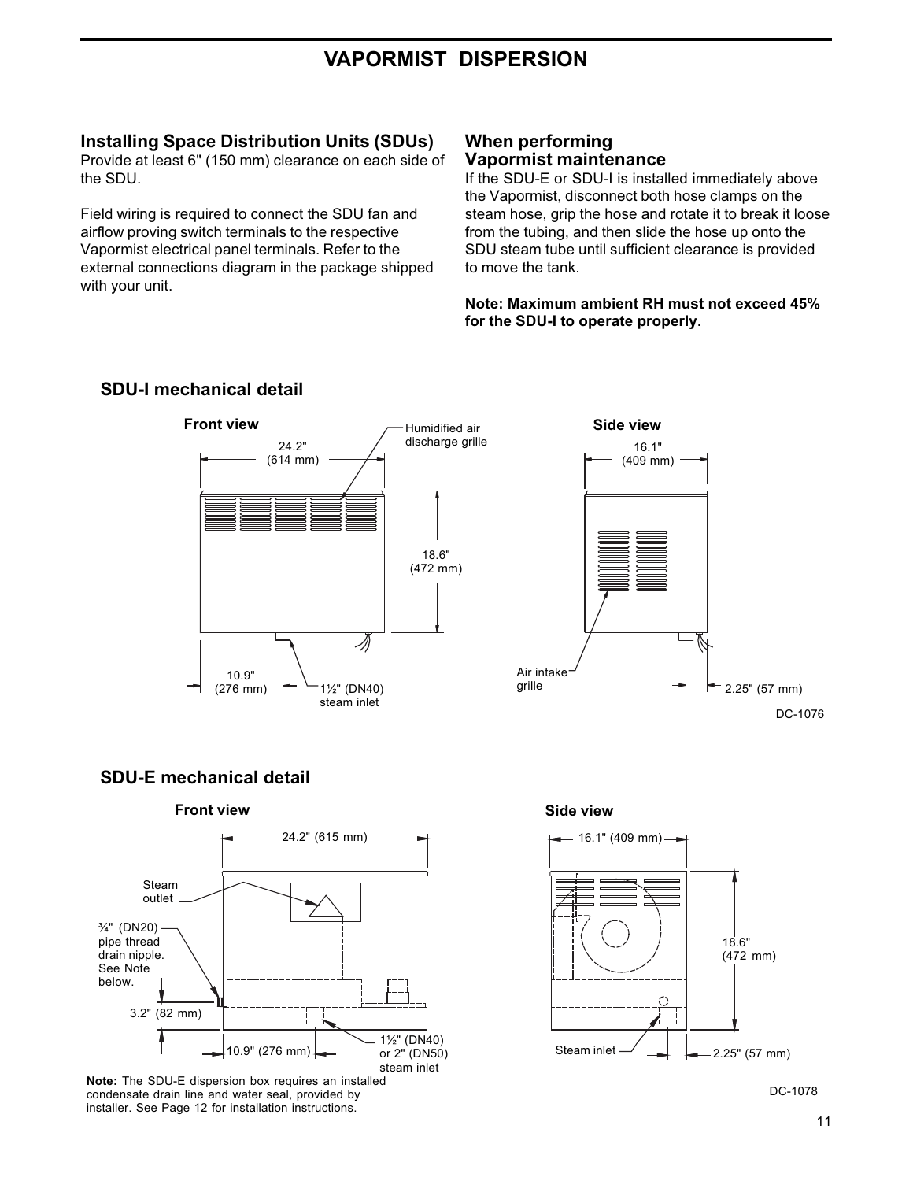# VAPORMIST DISPERSION

## Installing Space Distribution Units (SDUs)

Provide at least 6" (150 mm) clearance on each side of the SDU.

Field wiring is required to connect the SDU fan and airflow proving switch terminals to the respective Vapormist electrical panel terminals. Refer to the external connections diagram in the package shipped with your unit.

## When performing Vapormist maintenance

If the SDU-E or SDU-I is installed immediately above the Vapormist, disconnect both hose clamps on the steam hose, grip the hose and rotate it to break it loose from the tubing, and then slide the hose up onto the SDU steam tube until sufficient clearance is provided to move the tank.

**Note: Maximum ambient RH must not exceed 45% for the SDU-I to operate properly.**

### SDU-I mechanical detail

**Front view**

24.2" (614 mm)

Humidified air discharge grille

18.6" (472 mm)

10.9" (276 mm)

1½" (DN40) steam inlet

**Side view**

16.1" (409 mm)

Air intake grille

2.25" (57 mm)

DC-1076

### SDU-E mechanical detail

**Front view**

24.2" (615 mm)

Steam outlet

¾" (DN20) pipe thread drain nipple. See Note below.

3.2" (82 mm)

10.9" (276 mm)

1½" (DN40) or 2" (DN50) steam inlet

**Side view**

16.1" (409 mm)

18.6" (472 mm)

Steam inlet

2.25" (57 mm)

**Note:** The SDU-E dispersion box requires an installed condensate drain line and water seal, provided by installer. See Page 12 for installation instructions.

DC-1078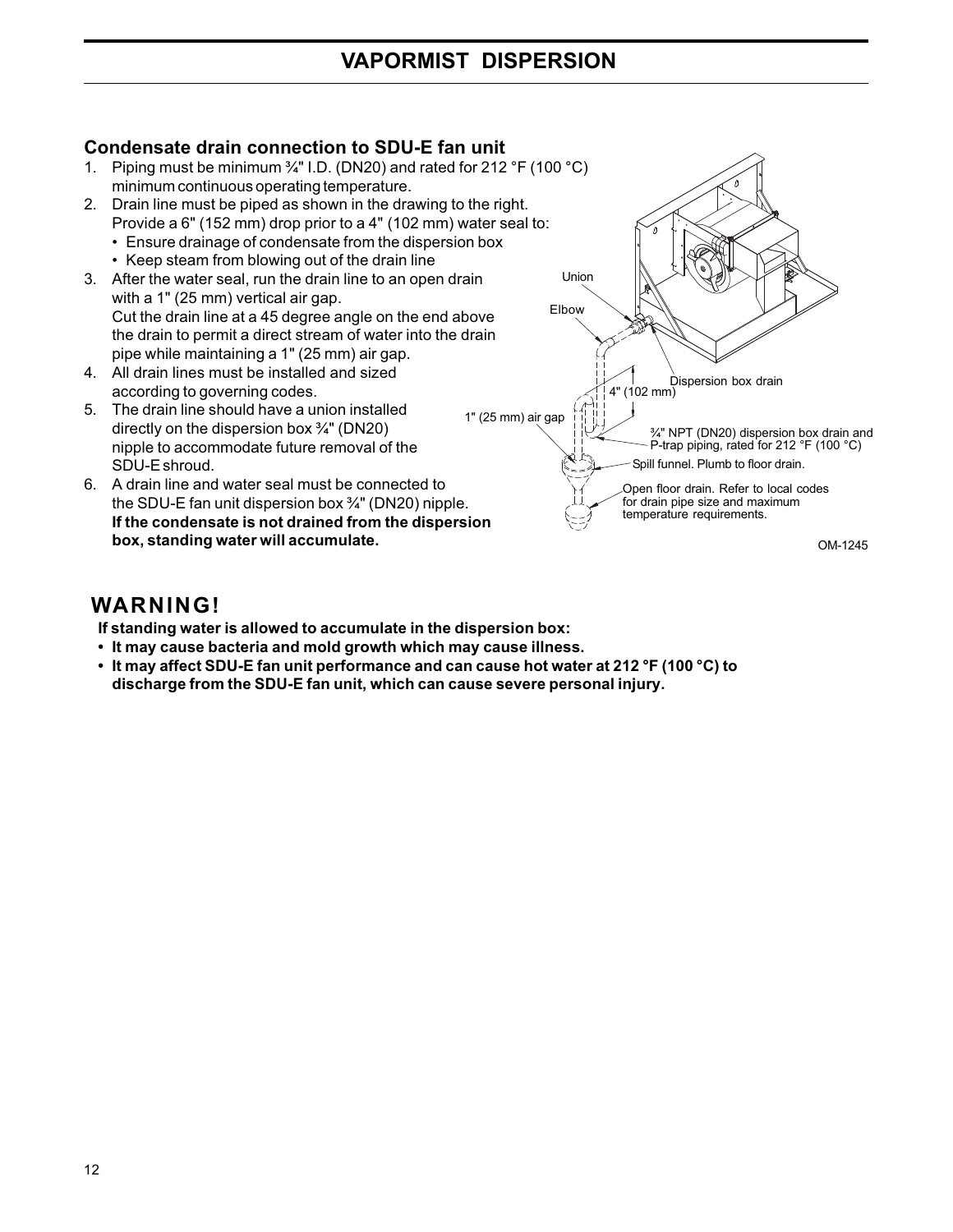# VAPORMIST DISPERSION

### Condensate drain connection to SDU-E fan unit

1. Piping must be minimum ¾" I.D. (DN20) and rated for 212 °F (100 °C) minimum continuous operating temperature.
2. Drain line must be piped as shown in the drawing to the right. Provide a 6" (152 mm) drop prior to a 4" (102 mm) water seal to:
   - Ensure drainage of condensate from the dispersion box
   - Keep steam from blowing out of the drain line
3. After the water seal, run the drain line to an open drain with a 1" (25 mm) vertical air gap. Cut the drain line at a 45 degree angle on the end above the drain to permit a direct stream of water into the drain pipe while maintaining a 1" (25 mm) air gap.
4. All drain lines must be installed and sized according to governing codes.
5. The drain line should have a union installed directly on the dispersion box ¾" (DN20) nipple to accommodate future removal of the SDU-E shroud.
6. A drain line and water seal must be connected to the SDU-E fan unit dispersion box ¾" (DN20) nipple. **If the condensate is not drained from the dispersion box, standing water will accumulate.**

Union

Elbow

Dispersion box drain

4" (102 mm)

1" (25 mm) air gap

¾" NPT (DN20) dispersion box drain and P-trap piping, rated for 212 °F (100 °C)

Spill funnel. Plumb to floor drain.

Open floor drain. Refer to local codes for drain pipe size and maximum temperature requirements.

OM-1245

## WARNING!

**If standing water is allowed to accumulate in the dispersion box:**

- **It may cause bacteria and mold growth which may cause illness.**
- **It may affect SDU-E fan unit performance and can cause hot water at 212 °F (100 °C) to discharge from the SDU-E fan unit, which can cause severe personal injury.**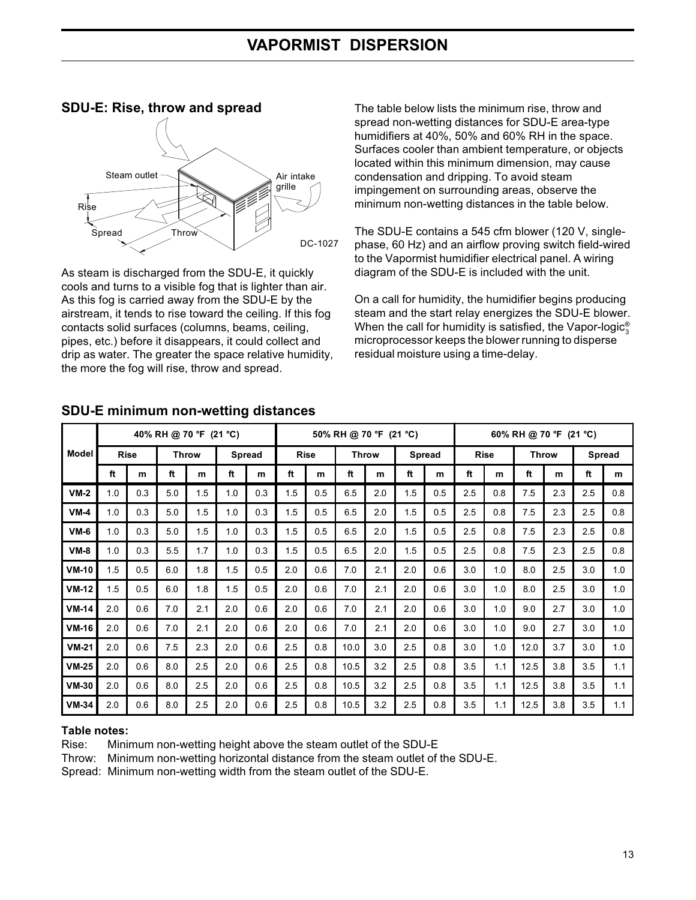# VAPORMIST DISPERSION

## SDU-E: Rise, throw and spread

Steam outlet

Air intake grille

Rise

Spread

Throw

DC-1027

As steam is discharged from the SDU-E, it quickly cools and turns to a visible fog that is lighter than air. As this fog is carried away from the SDU-E by the airstream, it tends to rise toward the ceiling. If this fog contacts solid surfaces (columns, beams, ceiling, pipes, etc.) before it disappears, it could collect and drip as water. The greater the space relative humidity, the more the fog will rise, throw and spread.

The table below lists the minimum rise, throw and spread non-wetting distances for SDU-E area-type humidifiers at 40%, 50% and 60% RH in the space. Surfaces cooler than ambient temperature, or objects located within this minimum dimension, may cause condensation and dripping. To avoid steam impingement on surrounding areas, observe the minimum non-wetting distances in the table below.

The SDU-E contains a 545 cfm blower (120 V, single-phase, 60 Hz) and an airflow proving switch field-wired to the Vapormist humidifier electrical panel. A wiring diagram of the SDU-E is included with the unit.

On a call for humidity, the humidifier begins producing steam and the start relay energizes the SDU-E blower. When the call for humidity is satisfied, the Vapor-logic®[3] microprocessor keeps the blower running to disperse residual moisture using a time-delay.

## SDU-E minimum non-wetting distances

| Model | 40% RH @ 70 °F (21 °C) | | | | | | 50% RH @ 70 °F (21 °C) | | | | | | 60% RH @ 70 °F (21 °C) | | | | | |
|---|---|---|---|---|---|---|---|---|---|---|---|---|---|---|---|---|---|---|
| | Rise | | Throw | | Spread | | Rise | | Throw | | Spread | | Rise | | Throw | | Spread | |
| | ft | m | ft | m | ft | m | ft | m | ft | m | ft | m | ft | m | ft | m | ft | m |
| **VM-2** | 1.0 | 0.3 | 5.0 | 1.5 | 1.0 | 0.3 | 1.5 | 0.5 | 6.5 | 2.0 | 1.5 | 0.5 | 2.5 | 0.8 | 7.5 | 2.3 | 2.5 | 0.8 |
| **VM-4** | 1.0 | 0.3 | 5.0 | 1.5 | 1.0 | 0.3 | 1.5 | 0.5 | 6.5 | 2.0 | 1.5 | 0.5 | 2.5 | 0.8 | 7.5 | 2.3 | 2.5 | 0.8 |
| **VM-6** | 1.0 | 0.3 | 5.0 | 1.5 | 1.0 | 0.3 | 1.5 | 0.5 | 6.5 | 2.0 | 1.5 | 0.5 | 2.5 | 0.8 | 7.5 | 2.3 | 2.5 | 0.8 |
| **VM-8** | 1.0 | 0.3 | 5.5 | 1.7 | 1.0 | 0.3 | 1.5 | 0.5 | 6.5 | 2.0 | 1.5 | 0.5 | 2.5 | 0.8 | 7.5 | 2.3 | 2.5 | 0.8 |
| **VM-10** | 1.5 | 0.5 | 6.0 | 1.8 | 1.5 | 0.5 | 2.0 | 0.6 | 7.0 | 2.1 | 2.0 | 0.6 | 3.0 | 1.0 | 8.0 | 2.5 | 3.0 | 1.0 |
| **VM-12** | 1.5 | 0.5 | 6.0 | 1.8 | 1.5 | 0.5 | 2.0 | 0.6 | 7.0 | 2.1 | 2.0 | 0.6 | 3.0 | 1.0 | 8.0 | 2.5 | 3.0 | 1.0 |
| **VM-14** | 2.0 | 0.6 | 7.0 | 2.1 | 2.0 | 0.6 | 2.0 | 0.6 | 7.0 | 2.1 | 2.0 | 0.6 | 3.0 | 1.0 | 9.0 | 2.7 | 3.0 | 1.0 |
| **VM-16** | 2.0 | 0.6 | 7.0 | 2.1 | 2.0 | 0.6 | 2.0 | 0.6 | 7.0 | 2.1 | 2.0 | 0.6 | 3.0 | 1.0 | 9.0 | 2.7 | 3.0 | 1.0 |
| **VM-21** | 2.0 | 0.6 | 7.5 | 2.3 | 2.0 | 0.6 | 2.5 | 0.8 | 10.0 | 3.0 | 2.5 | 0.8 | 3.0 | 1.0 | 12.0 | 3.7 | 3.0 | 1.0 |
| **VM-25** | 2.0 | 0.6 | 8.0 | 2.5 | 2.0 | 0.6 | 2.5 | 0.8 | 10.5 | 3.2 | 2.5 | 0.8 | 3.5 | 1.1 | 12.5 | 3.8 | 3.5 | 1.1 |
| **VM-30** | 2.0 | 0.6 | 8.0 | 2.5 | 2.0 | 0.6 | 2.5 | 0.8 | 10.5 | 3.2 | 2.5 | 0.8 | 3.5 | 1.1 | 12.5 | 3.8 | 3.5 | 1.1 |
| **VM-34** | 2.0 | 0.6 | 8.0 | 2.5 | 2.0 | 0.6 | 2.5 | 0.8 | 10.5 | 3.2 | 2.5 | 0.8 | 3.5 | 1.1 | 12.5 | 3.8 | 3.5 | 1.1 |

**Table notes:**

Rise: Minimum non-wetting height above the steam outlet of the SDU-E

Throw: Minimum non-wetting horizontal distance from the steam outlet of the SDU-E.

Spread: Minimum non-wetting width from the steam outlet of the SDU-E.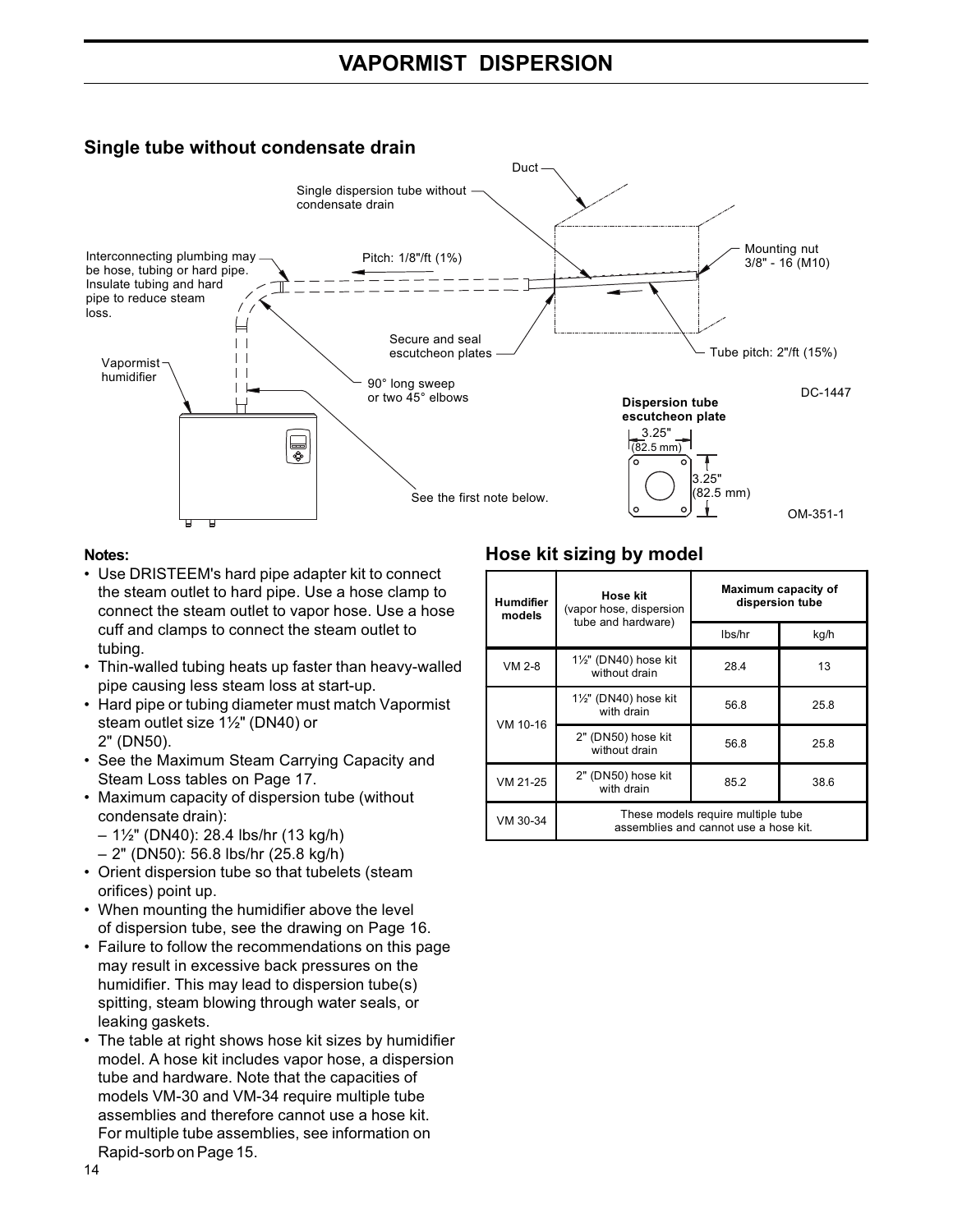# VAPORMIST DISPERSION

## Single tube without condensate drain

Duct

Single dispersion tube without condensate drain

Interconnecting plumbing may be hose, tubing or hard pipe. Insulate tubing and hard pipe to reduce steam loss.

Pitch: 1/8"/ft (1%)

Mounting nut 3/8" - 16 (M10)

Secure and seal escutcheon plates

Tube pitch: 2"/ft (15%)

Vapormist humidifier

90° long sweep or two 45° elbows

DC-1447

**Dispersion tube escutcheon plate**

3.25" (82.5 mm)

3.25" (82.5 mm)

See the first note below.

OM-351-1

**Notes:**

- Use DRISTEEM's hard pipe adapter kit to connect the steam outlet to hard pipe. Use a hose clamp to connect the steam outlet to vapor hose. Use a hose cuff and clamps to connect the steam outlet to tubing.
- Thin-walled tubing heats up faster than heavy-walled pipe causing less steam loss at start-up.
- Hard pipe or tubing diameter must match Vapormist steam outlet size 1½" (DN40) or 2" (DN50).
- See the Maximum Steam Carrying Capacity and Steam Loss tables on Page 17.
- Maximum capacity of dispersion tube (without condensate drain):
  – 1½" (DN40): 28.4 lbs/hr (13 kg/h)
  – 2" (DN50): 56.8 lbs/hr (25.8 kg/h)
- Orient dispersion tube so that tubelets (steam orifices) point up.
- When mounting the humidifier above the level of dispersion tube, see the drawing on Page 16.
- Failure to follow the recommendations on this page may result in excessive back pressures on the humidifier. This may lead to dispersion tube(s) spitting, steam blowing through water seals, or leaking gaskets.
- The table at right shows hose kit sizes by humidifier model. A hose kit includes vapor hose, a dispersion tube and hardware. Note that the capacities of models VM-30 and VM-34 require multiple tube assemblies and therefore cannot use a hose kit. For multiple tube assemblies, see information on Rapid-sorb on Page 15.

## Hose kit sizing by model

| Humdifier models | Hose kit (vapor hose, dispersion tube and hardware) | Maximum capacity of dispersion tube | |
|---|---|---|---|
| | | lbs/hr | kg/h |
| VM 2-8 | 1½" (DN40) hose kit without drain | 28.4 | 13 |
| VM 10-16 | 1½" (DN40) hose kit with drain | 56.8 | 25.8 |
| | 2" (DN50) hose kit without drain | 56.8 | 25.8 |
| VM 21-25 | 2" (DN50) hose kit with drain | 85.2 | 38.6 |
| VM 30-34 | These models require multiple tube assemblies and cannot use a hose kit. | | |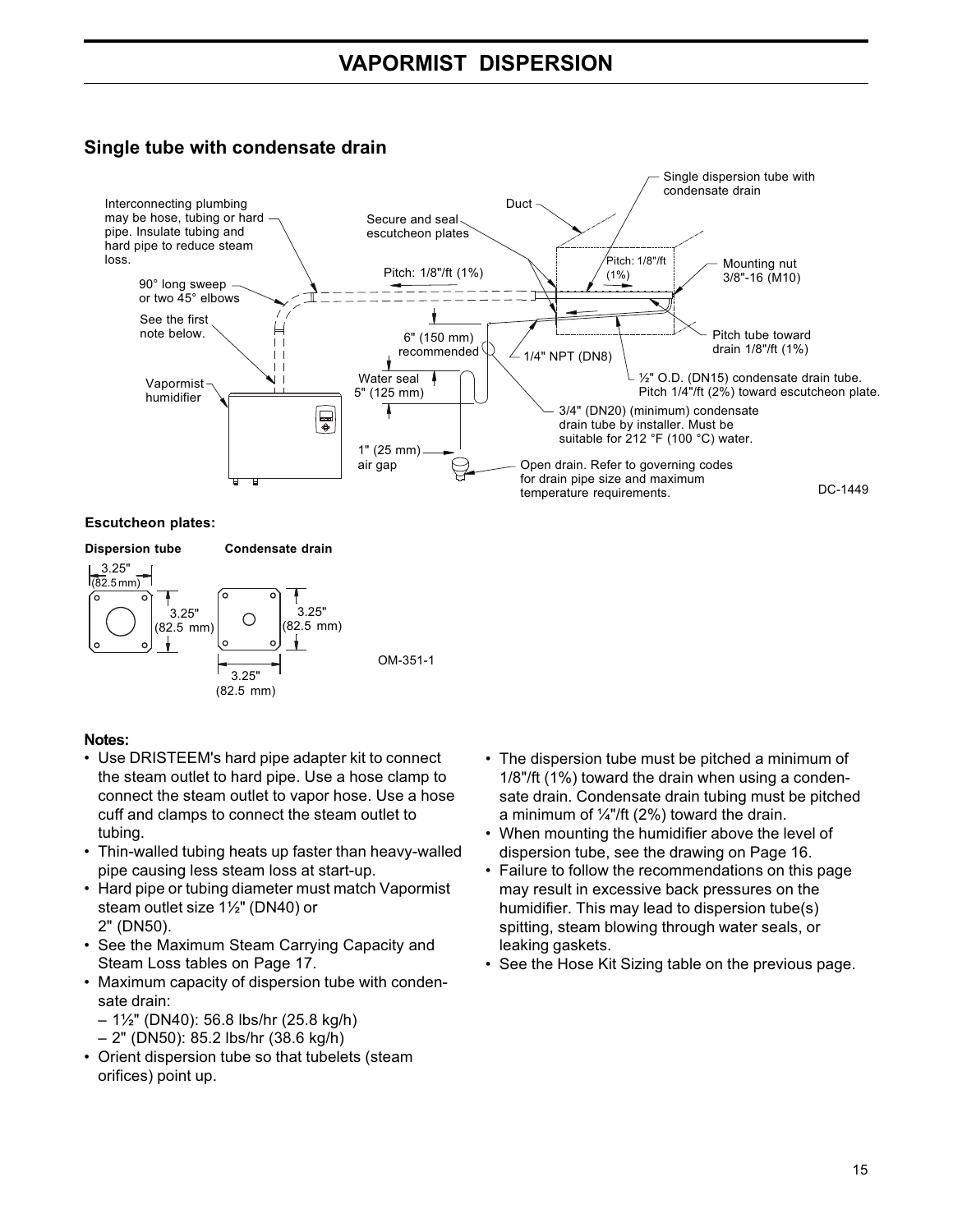# VAPORMIST DISPERSION

## Single tube with condensate drain

Interconnecting plumbing may be hose, tubing or hard pipe. Insulate tubing and hard pipe to reduce steam loss.

90° long sweep or two 45° elbows

See the first note below.

Vapormist humidifier

Duct

Secure and seal escutcheon plates

Pitch: 1/8"/ft (1%)

6" (150 mm) recommended

Water seal 5" (125 mm)

1" (25 mm) air gap

Single dispersion tube with condensate drain

Pitch: 1/8"/ft (1%)

Mounting nut 3/8"-16 (M10)

Pitch tube toward drain 1/8"/ft (1%)

1/4" NPT (DN8)

½" O.D. (DN15) condensate drain tube. Pitch 1/4"/ft (2%) toward escutcheon plate.

3/4" (DN20) (minimum) condensate drain tube by installer. Must be suitable for 212 °F (100 °C) water.

Open drain. Refer to governing codes for drain pipe size and maximum temperature requirements.

DC-1449

**Escutcheon plates:**

**Dispersion tube** — 3.25" (82.5 mm) × 3.25" (82.5 mm)

**Condensate drain** — 3.25" (82.5 mm) × 3.25" (82.5 mm)

OM-351-1

**Notes:**

- Use DRISTEEM's hard pipe adapter kit to connect the steam outlet to hard pipe. Use a hose clamp to connect the steam outlet to vapor hose. Use a hose cuff and clamps to connect the steam outlet to tubing.
- Thin-walled tubing heats up faster than heavy-walled pipe causing less steam loss at start-up.
- Hard pipe or tubing diameter must match Vapormist steam outlet size 1½" (DN40) or 2" (DN50).
- See the Maximum Steam Carrying Capacity and Steam Loss tables on Page 17.
- Maximum capacity of dispersion tube with condensate drain:
  - 1½" (DN40): 56.8 lbs/hr (25.8 kg/h)
  - 2" (DN50): 85.2 lbs/hr (38.6 kg/h)
- Orient dispersion tube so that tubelets (steam orifices) point up.
- The dispersion tube must be pitched a minimum of 1/8"/ft (1%) toward the drain when using a condensate drain. Condensate drain tubing must be pitched a minimum of ¼"/ft (2%) toward the drain.
- When mounting the humidifier above the level of dispersion tube, see the drawing on Page 16.
- Failure to follow the recommendations on this page may result in excessive back pressures on the humidifier. This may lead to dispersion tube(s) spitting, steam blowing through water seals, or leaking gaskets.
- See the Hose Kit Sizing table on the previous page.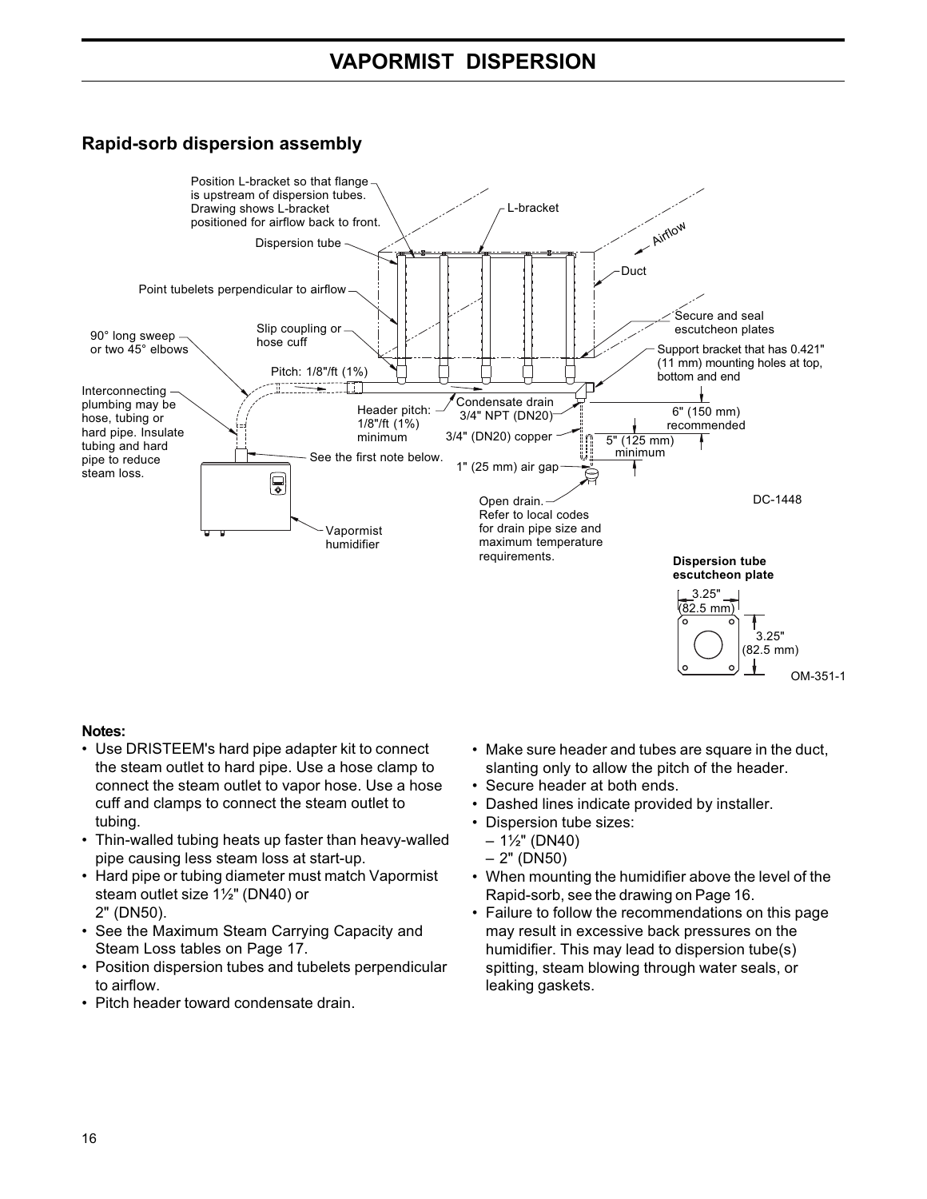# VAPORMIST DISPERSION

## Rapid-sorb dispersion assembly

Position L-bracket so that flange is upstream of dispersion tubes. Drawing shows L-bracket positioned for airflow back to front.

L-bracket

Airflow

Dispersion tube

Duct

Point tubelets perpendicular to airflow

Secure and seal escutcheon plates

90° long sweep or two 45° elbows

Slip coupling or hose cuff

Support bracket that has 0.421" (11 mm) mounting holes at top, bottom and end

Pitch: 1/8"/ft (1%)

Interconnecting plumbing may be hose, tubing or hard pipe. Insulate tubing and hard pipe to reduce steam loss.

Header pitch: 1/8"/ft (1%) minimum

Condensate drain 3/4" NPT (DN20)

6" (150 mm) recommended

3/4" (DN20) copper

5" (125 mm) minimum

See the first note below.

1" (25 mm) air gap

Open drain. Refer to local codes for drain pipe size and maximum temperature requirements.

Vapormist humidifier

DC-1448

**Dispersion tube escutcheon plate**

3.25" (82.5 mm)

3.25" (82.5 mm)

OM-351-1

**Notes:**

- Use DRISTEEM's hard pipe adapter kit to connect the steam outlet to hard pipe. Use a hose clamp to connect the steam outlet to vapor hose. Use a hose cuff and clamps to connect the steam outlet to tubing.
- Thin-walled tubing heats up faster than heavy-walled pipe causing less steam loss at start-up.
- Hard pipe or tubing diameter must match Vapormist steam outlet size 1½" (DN40) or 2" (DN50).
- See the Maximum Steam Carrying Capacity and Steam Loss tables on Page 17.
- Position dispersion tubes and tubelets perpendicular to airflow.
- Pitch header toward condensate drain.
- Make sure header and tubes are square in the duct, slanting only to allow the pitch of the header.
- Secure header at both ends.
- Dashed lines indicate provided by installer.
- Dispersion tube sizes:
  - 1½" (DN40)
  - 2" (DN50)
- When mounting the humidifier above the level of the Rapid-sorb, see the drawing on Page 16.
- Failure to follow the recommendations on this page may result in excessive back pressures on the humidifier. This may lead to dispersion tube(s) spitting, steam blowing through water seals, or leaking gaskets.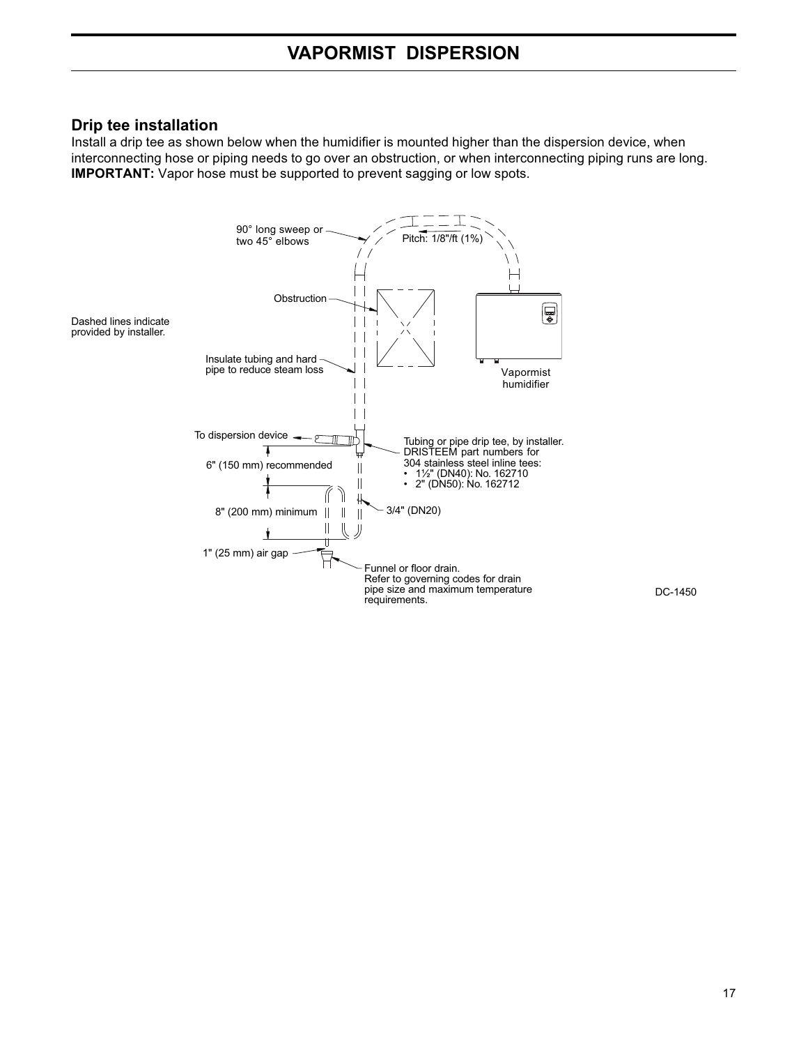## Drip tee installation

Install a drip tee as shown below when the humidifier is mounted higher than the dispersion device, when interconnecting hose or piping needs to go over an obstruction, or when interconnecting piping runs are long.
**IMPORTANT:** Vapor hose must be supported to prevent sagging or low spots.

Dashed lines indicate provided by installer.

90° long sweep or two 45° elbows

Pitch: 1/8"/ft (1%)

Obstruction

Insulate tubing and hard pipe to reduce steam loss

Vapormist humidifier

To dispersion device

Tubing or pipe drip tee, by installer. DRISTEEM part numbers for 304 stainless steel inline tees:
- 1½" (DN40): No. 162710
- 2" (DN50): No. 162712

6" (150 mm) recommended

8" (200 mm) minimum

3/4" (DN20)

1" (25 mm) air gap

Funnel or floor drain. Refer to governing codes for drain pipe size and maximum temperature requirements.

DC-1450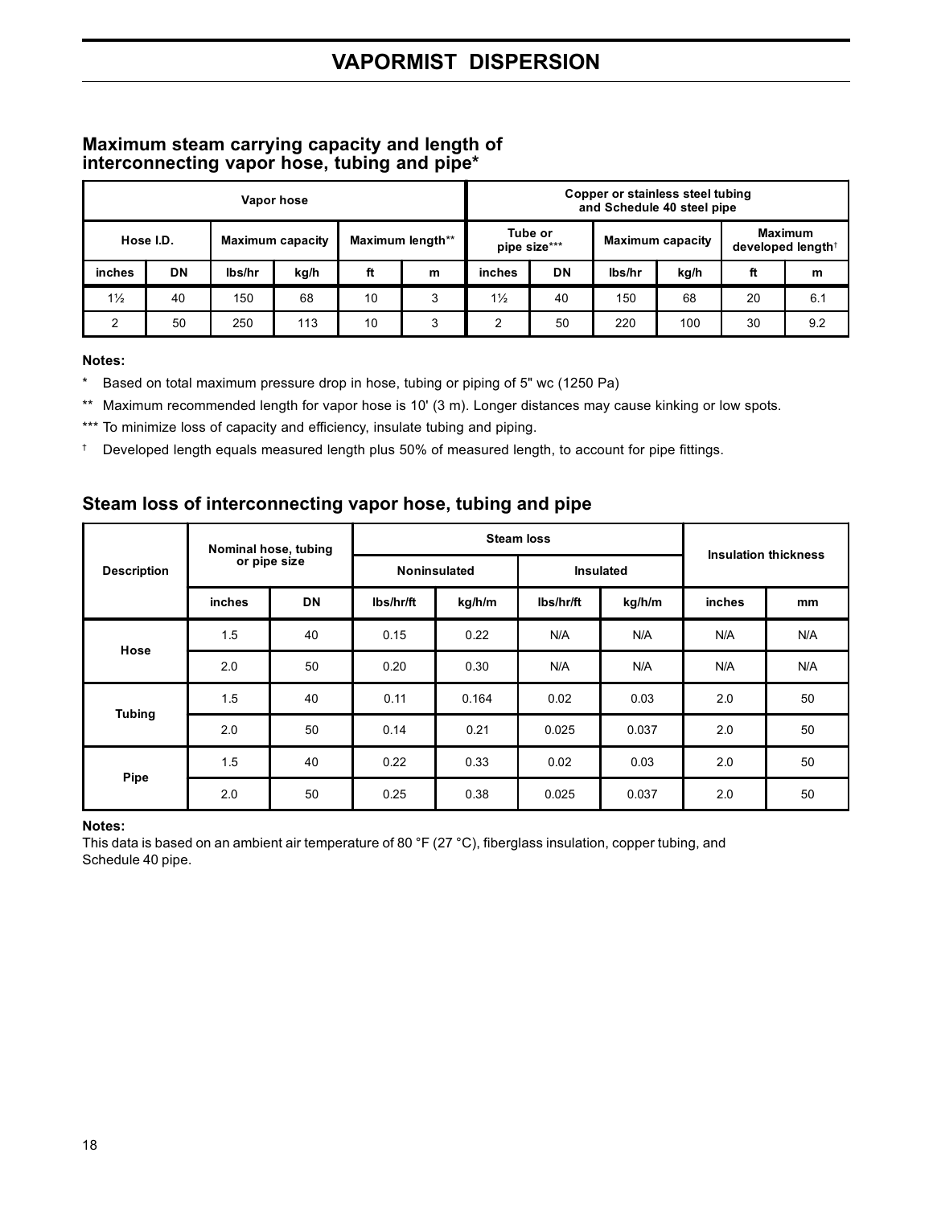# VAPORMIST DISPERSION

## Maximum steam carrying capacity and length of interconnecting vapor hose, tubing and pipe*

| Vapor hose | | | | | | Copper or stainless steel tubing and Schedule 40 steel pipe | | | | | |
|---|---|---|---|---|---|---|---|---|---|---|---|
| Hose I.D. | | Maximum capacity | | Maximum length** | | Tube or pipe size*** | | Maximum capacity | | Maximum developed length† | |
| inches | DN | lbs/hr | kg/h | ft | m | inches | DN | lbs/hr | kg/h | ft | m |
| 1½ | 40 | 150 | 68 | 10 | 3 | 1½ | 40 | 150 | 68 | 20 | 6.1 |
| 2 | 50 | 250 | 113 | 10 | 3 | 2 | 50 | 220 | 100 | 30 | 9.2 |

**Notes:**

\* Based on total maximum pressure drop in hose, tubing or piping of 5" wc (1250 Pa)

** Maximum recommended length for vapor hose is 10' (3 m). Longer distances may cause kinking or low spots.

*** To minimize loss of capacity and efficiency, insulate tubing and piping.

† Developed length equals measured length plus 50% of measured length, to account for pipe fittings.

## Steam loss of interconnecting vapor hose, tubing and pipe

| Description | Nominal hose, tubing or pipe size | | Steam loss | | | | Insulation thickness | |
|---|---|---|---|---|---|---|---|---|
| | | | Noninsulated | | Insulated | | | |
| | inches | DN | lbs/hr/ft | kg/h/m | lbs/hr/ft | kg/h/m | inches | mm |
| Hose | 1.5 | 40 | 0.15 | 0.22 | N/A | N/A | N/A | N/A |
| | 2.0 | 50 | 0.20 | 0.30 | N/A | N/A | N/A | N/A |
| Tubing | 1.5 | 40 | 0.11 | 0.164 | 0.02 | 0.03 | 2.0 | 50 |
| | 2.0 | 50 | 0.14 | 0.21 | 0.025 | 0.037 | 2.0 | 50 |
| Pipe | 1.5 | 40 | 0.22 | 0.33 | 0.02 | 0.03 | 2.0 | 50 |
| | 2.0 | 50 | 0.25 | 0.38 | 0.025 | 0.037 | 2.0 | 50 |

**Notes:**

This data is based on an ambient air temperature of 80 °F (27 °C), fiberglass insulation, copper tubing, and Schedule 40 pipe.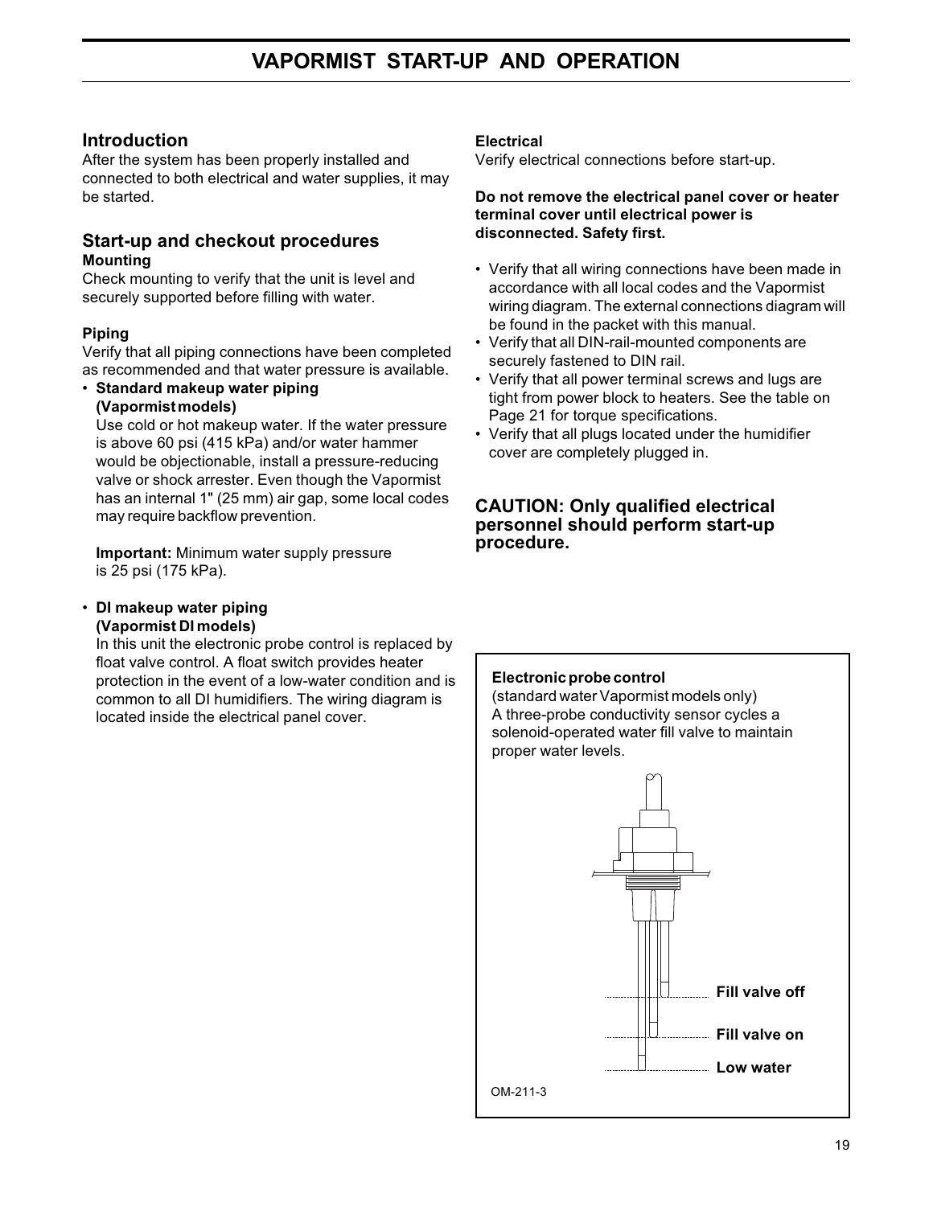# VAPORMIST START-UP AND OPERATION

## Introduction

After the system has been properly installed and connected to both electrical and water supplies, it may be started.

## Start-up and checkout procedures

**Mounting**

Check mounting to verify that the unit is level and securely supported before filling with water.

**Piping**

Verify that all piping connections have been completed as recommended and that water pressure is available.

- **Standard makeup water piping (Vapormist models)**

  Use cold or hot makeup water. If the water pressure is above 60 psi (415 kPa) and/or water hammer would be objectionable, install a pressure-reducing valve or shock arrester. Even though the Vapormist has an internal 1" (25 mm) air gap, some local codes may require backflow prevention.

  **Important:** Minimum water supply pressure is 25 psi (175 kPa).

- **DI makeup water piping (Vapormist DI models)**

  In this unit the electronic probe control is replaced by float valve control. A float switch provides heater protection in the event of a low-water condition and is common to all DI humidifiers. The wiring diagram is located inside the electrical panel cover.

**Electrical**

Verify electrical connections before start-up.

**Do not remove the electrical panel cover or heater terminal cover until electrical power is disconnected. Safety first.**

- Verify that all wiring connections have been made in accordance with all local codes and the Vapormist wiring diagram. The external connections diagram will be found in the packet with this manual.
- Verify that all DIN-rail-mounted components are securely fastened to DIN rail.
- Verify that all power terminal screws and lugs are tight from power block to heaters. See the table on Page 21 for torque specifications.
- Verify that all plugs located under the humidifier cover are completely plugged in.

### CAUTION: Only qualified electrical personnel should perform start-up procedure.

**Electronic probe control**

(standard water Vapormist models only)

A three-probe conductivity sensor cycles a solenoid-operated water fill valve to maintain proper water levels.

Fill valve off

Fill valve on

Low water

OM-211-3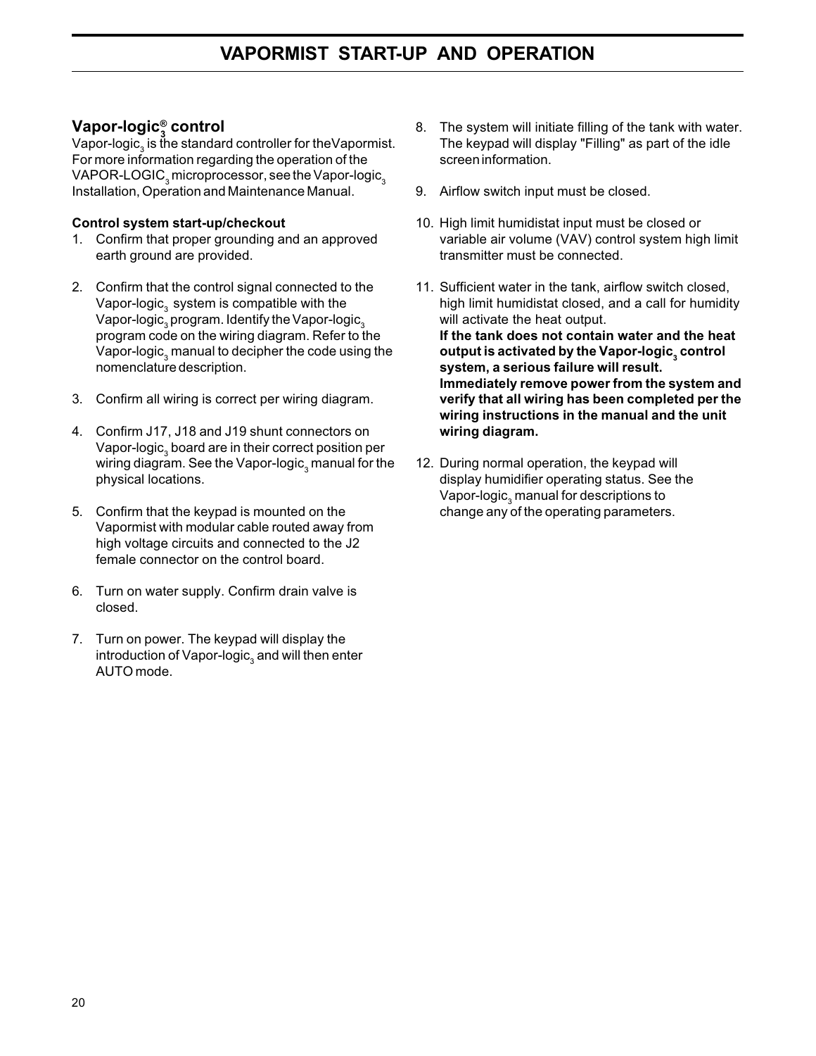# VAPORMIST START-UP AND OPERATION

## Vapor-logic$_3^®$ control

Vapor-logic$_3$ is the standard controller for theVapormist. For more information regarding the operation of the VAPOR-LOGIC$_3$ microprocessor, see the Vapor-logic$_3$ Installation, Operation and Maintenance Manual.

**Control system start-up/checkout**

1. Confirm that proper grounding and an approved earth ground are provided.

2. Confirm that the control signal connected to the Vapor-logic$_3$ system is compatible with the Vapor-logic$_3$ program. Identify the Vapor-logic$_3$ program code on the wiring diagram. Refer to the Vapor-logic$_3$ manual to decipher the code using the nomenclature description.

3. Confirm all wiring is correct per wiring diagram.

4. Confirm J17, J18 and J19 shunt connectors on Vapor-logic$_3$ board are in their correct position per wiring diagram. See the Vapor-logic$_3$ manual for the physical locations.

5. Confirm that the keypad is mounted on the Vapormist with modular cable routed away from high voltage circuits and connected to the J2 female connector on the control board.

6. Turn on water supply. Confirm drain valve is closed.

7. Turn on power. The keypad will display the introduction of Vapor-logic$_3$ and will then enter AUTO mode.

8. The system will initiate filling of the tank with water. The keypad will display "Filling" as part of the idle screen information.

9. Airflow switch input must be closed.

10. High limit humidistat input must be closed or variable air volume (VAV) control system high limit transmitter must be connected.

11. Sufficient water in the tank, airflow switch closed, high limit humidistat closed, and a call for humidity will activate the heat output.
    **If the tank does not contain water and the heat output is activated by the Vapor-logic$_3$ control system, a serious failure will result. Immediately remove power from the system and verify that all wiring has been completed per the wiring instructions in the manual and the unit wiring diagram.**

12. During normal operation, the keypad will display humidifier operating status. See the Vapor-logic$_3$ manual for descriptions to change any of the operating parameters.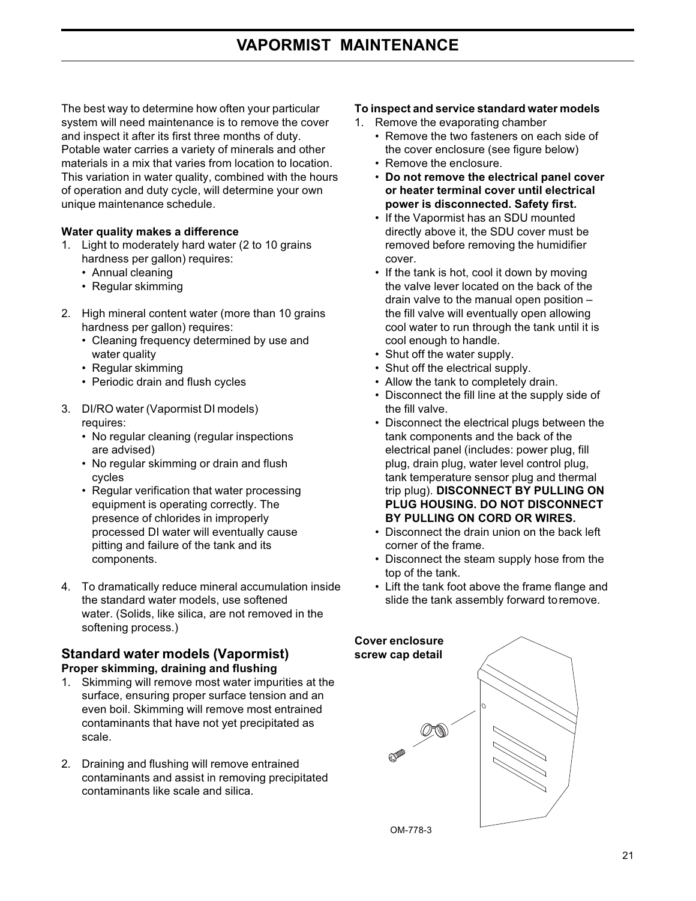# VAPORMIST MAINTENANCE

The best way to determine how often your particular system will need maintenance is to remove the cover and inspect it after its first three months of duty. Potable water carries a variety of minerals and other materials in a mix that varies from location to location. This variation in water quality, combined with the hours of operation and duty cycle, will determine your own unique maintenance schedule.

**Water quality makes a difference**

1. Light to moderately hard water (2 to 10 grains hardness per gallon) requires:
   - Annual cleaning
   - Regular skimming
2. High mineral content water (more than 10 grains hardness per gallon) requires:
   - Cleaning frequency determined by use and water quality
   - Regular skimming
   - Periodic drain and flush cycles
3. DI/RO water (Vapormist DI models) requires:
   - No regular cleaning (regular inspections are advised)
   - No regular skimming or drain and flush cycles
   - Regular verification that water processing equipment is operating correctly. The presence of chlorides in improperly processed DI water will eventually cause pitting and failure of the tank and its components.
4. To dramatically reduce mineral accumulation inside the standard water models, use softened water. (Solids, like silica, are not removed in the softening process.)

## Standard water models (Vapormist)

**Proper skimming, draining and flushing**

1. Skimming will remove most water impurities at the surface, ensuring proper surface tension and an even boil. Skimming will remove most entrained contaminants that have not yet precipitated as scale.
2. Draining and flushing will remove entrained contaminants and assist in removing precipitated contaminants like scale and silica.

**To inspect and service standard water models**

1. Remove the evaporating chamber
   - Remove the two fasteners on each side of the cover enclosure (see figure below)
   - Remove the enclosure.
   - **Do not remove the electrical panel cover or heater terminal cover until electrical power is disconnected. Safety first.**
   - If the Vapormist has an SDU mounted directly above it, the SDU cover must be removed before removing the humidifier cover.
   - If the tank is hot, cool it down by moving the valve lever located on the back of the drain valve to the manual open position – the fill valve will eventually open allowing cool water to run through the tank until it is cool enough to handle.
   - Shut off the water supply.
   - Shut off the electrical supply.
   - Allow the tank to completely drain.
   - Disconnect the fill line at the supply side of the fill valve.
   - Disconnect the electrical plugs between the tank components and the back of the electrical panel (includes: power plug, fill plug, drain plug, water level control plug, tank temperature sensor plug and thermal trip plug). **DISCONNECT BY PULLING ON PLUG HOUSING. DO NOT DISCONNECT BY PULLING ON CORD OR WIRES.**
   - Disconnect the drain union on the back left corner of the frame.
   - Disconnect the steam supply hose from the top of the tank.
   - Lift the tank foot above the frame flange and slide the tank assembly forward to remove.

**Cover enclosure screw cap detail**

OM-778-3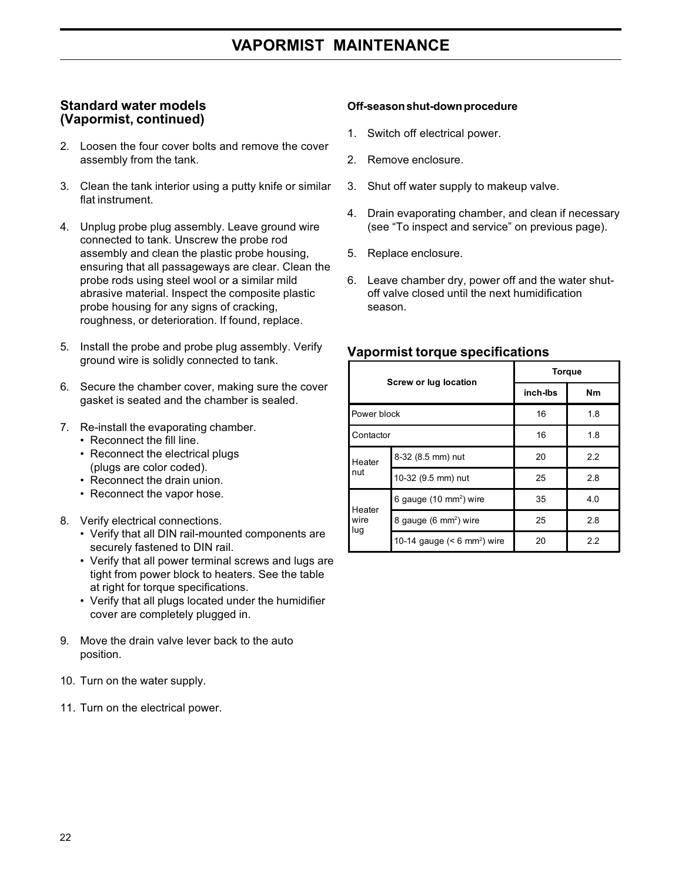## Standard water models (Vapormist, continued)

2. Loosen the four cover bolts and remove the cover assembly from the tank.

3. Clean the tank interior using a putty knife or similar flat instrument.

4. Unplug probe plug assembly. Leave ground wire connected to tank. Unscrew the probe rod assembly and clean the plastic probe housing, ensuring that all passageways are clear. Clean the probe rods using steel wool or a similar mild abrasive material. Inspect the composite plastic probe housing for any signs of cracking, roughness, or deterioration. If found, replace.

5. Install the probe and probe plug assembly. Verify ground wire is solidly connected to tank.

6. Secure the chamber cover, making sure the cover gasket is seated and the chamber is sealed.

7. Re-install the evaporating chamber.
   - Reconnect the fill line.
   - Reconnect the electrical plugs (plugs are color coded).
   - Reconnect the drain union.
   - Reconnect the vapor hose.

8. Verify electrical connections.
   - Verify that all DIN rail-mounted components are securely fastened to DIN rail.
   - Verify that all power terminal screws and lugs are tight from power block to heaters. See the table at right for torque specifications.
   - Verify that all plugs located under the humidifier cover are completely plugged in.

9. Move the drain valve lever back to the auto position.

10. Turn on the water supply.

11. Turn on the electrical power.

#### Off-season shut-down procedure

1. Switch off electrical power.

2. Remove enclosure.

3. Shut off water supply to makeup valve.

4. Drain evaporating chamber, and clean if necessary (see "To inspect and service" on previous page).

5. Replace enclosure.

6. Leave chamber dry, power off and the water shut-off valve closed until the next humidification season.

### Vapormist torque specifications

| Screw or lug location | | Torque | |
|---|---|---|---|
| | | inch-lbs | Nm |
| Power block | | 16 | 1.8 |
| Contactor | | 16 | 1.8 |
| Heater nut | 8-32 (8.5 mm) nut | 20 | 2.2 |
| | 10-32 (9.5 mm) nut | 25 | 2.8 |
| Heater wire lug | 6 gauge (10 mm$^2$) wire | 35 | 4.0 |
| | 8 gauge (6 mm$^2$) wire | 25 | 2.8 |
| | 10-14 gauge (< 6 mm$^2$) wire | 20 | 2.2 |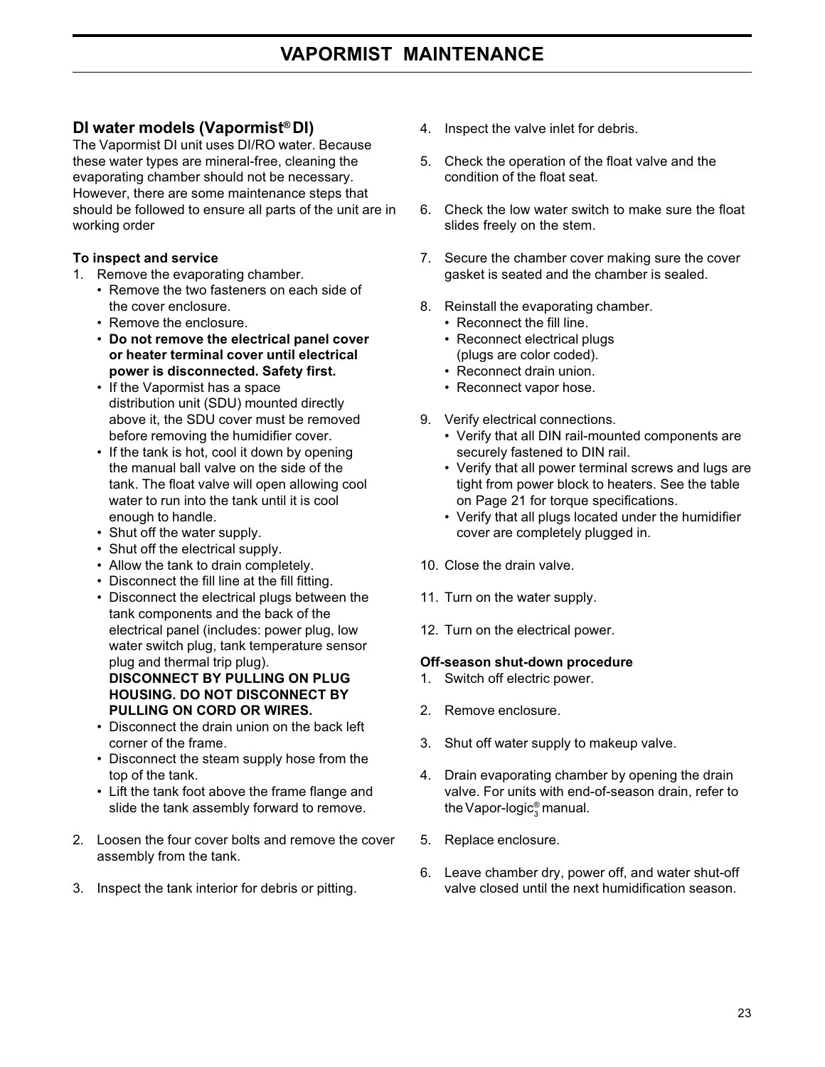# VAPORMIST MAINTENANCE

## DI water models (Vapormist® DI)

The Vapormist DI unit uses DI/RO water. Because these water types are mineral-free, cleaning the evaporating chamber should not be necessary. However, there are some maintenance steps that should be followed to ensure all parts of the unit are in working order

### To inspect and service

1. Remove the evaporating chamber.
   - Remove the two fasteners on each side of the cover enclosure.
   - Remove the enclosure.
   - **Do not remove the electrical panel cover or heater terminal cover until electrical power is disconnected. Safety first.**
   - If the Vapormist has a space distribution unit (SDU) mounted directly above it, the SDU cover must be removed before removing the humidifier cover.
   - If the tank is hot, cool it down by opening the manual ball valve on the side of the tank. The float valve will open allowing cool water to run into the tank until it is cool enough to handle.
   - Shut off the water supply.
   - Shut off the electrical supply.
   - Allow the tank to drain completely.
   - Disconnect the fill line at the fill fitting.
   - Disconnect the electrical plugs between the tank components and the back of the electrical panel (includes: power plug, low water switch plug, tank temperature sensor plug and thermal trip plug). **DISCONNECT BY PULLING ON PLUG HOUSING. DO NOT DISCONNECT BY PULLING ON CORD OR WIRES.**
   - Disconnect the drain union on the back left corner of the frame.
   - Disconnect the steam supply hose from the top of the tank.
   - Lift the tank foot above the frame flange and slide the tank assembly forward to remove.
2. Loosen the four cover bolts and remove the cover assembly from the tank.
3. Inspect the tank interior for debris or pitting.
4. Inspect the valve inlet for debris.
5. Check the operation of the float valve and the condition of the float seat.
6. Check the low water switch to make sure the float slides freely on the stem.
7. Secure the chamber cover making sure the cover gasket is seated and the chamber is sealed.
8. Reinstall the evaporating chamber.
   - Reconnect the fill line.
   - Reconnect electrical plugs (plugs are color coded).
   - Reconnect drain union.
   - Reconnect vapor hose.
9. Verify electrical connections.
   - Verify that all DIN rail-mounted components are securely fastened to DIN rail.
   - Verify that all power terminal screws and lugs are tight from power block to heaters. See the table on Page 21 for torque specifications.
   - Verify that all plugs located under the humidifier cover are completely plugged in.
10. Close the drain valve.
11. Turn on the water supply.
12. Turn on the electrical power.

### Off-season shut-down procedure

1. Switch off electric power.
2. Remove enclosure.
3. Shut off water supply to makeup valve.
4. Drain evaporating chamber by opening the drain valve. For units with end-of-season drain, refer to the Vapor-logic®$_3$ manual.
5. Replace enclosure.
6. Leave chamber dry, power off, and water shut-off valve closed until the next humidification season.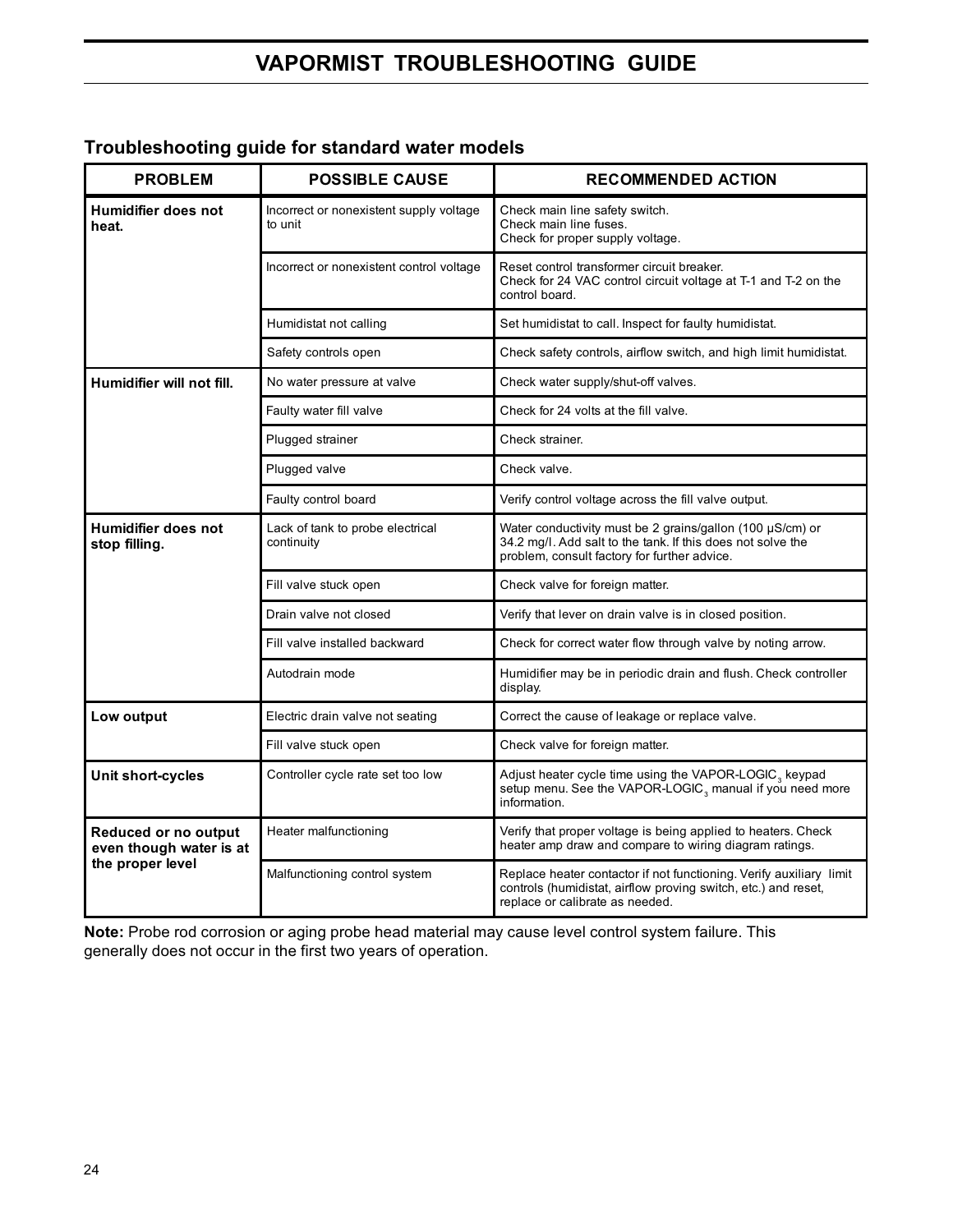# VAPORMIST TROUBLESHOOTING GUIDE

## Troubleshooting guide for standard water models

| PROBLEM | POSSIBLE CAUSE | RECOMMENDED ACTION |
|---|---|---|
| **Humidifier does not heat.** | Incorrect or nonexistent supply voltage to unit | Check main line safety switch. Check main line fuses. Check for proper supply voltage. |
| | Incorrect or nonexistent control voltage | Reset control transformer circuit breaker. Check for 24 VAC control circuit voltage at T-1 and T-2 on the control board. |
| | Humidistat not calling | Set humidistat to call. Inspect for faulty humidistat. |
| | Safety controls open | Check safety controls, airflow switch, and high limit humidistat. |
| **Humidifier will not fill.** | No water pressure at valve | Check water supply/shut-off valves. |
| | Faulty water fill valve | Check for 24 volts at the fill valve. |
| | Plugged strainer | Check strainer. |
| | Plugged valve | Check valve. |
| | Faulty control board | Verify control voltage across the fill valve output. |
| **Humidifier does not stop filling.** | Lack of tank to probe electrical continuity | Water conductivity must be 2 grains/gallon (100 µS/cm) or 34.2 mg/l. Add salt to the tank. If this does not solve the problem, consult factory for further advice. |
| | Fill valve stuck open | Check valve for foreign matter. |
| | Drain valve not closed | Verify that lever on drain valve is in closed position. |
| | Fill valve installed backward | Check for correct water flow through valve by noting arrow. |
| | Autodrain mode | Humidifier may be in periodic drain and flush. Check controller display. |
| **Low output** | Electric drain valve not seating | Correct the cause of leakage or replace valve. |
| | Fill valve stuck open | Check valve for foreign matter. |
| **Unit short-cycles** | Controller cycle rate set too low | Adjust heater cycle time using the VAPOR-LOGIC$_3$ keypad setup menu. See the VAPOR-LOGIC$_3$ manual if you need more information. |
| **Reduced or no output even though water is at the proper level** | Heater malfunctioning | Verify that proper voltage is being applied to heaters. Check heater amp draw and compare to wiring diagram ratings. |
| | Malfunctioning control system | Replace heater contactor if not functioning. Verify auxiliary limit controls (humidistat, airflow proving switch, etc.) and reset, replace or calibrate as needed. |

**Note:** Probe rod corrosion or aging probe head material may cause level control system failure. This generally does not occur in the first two years of operation.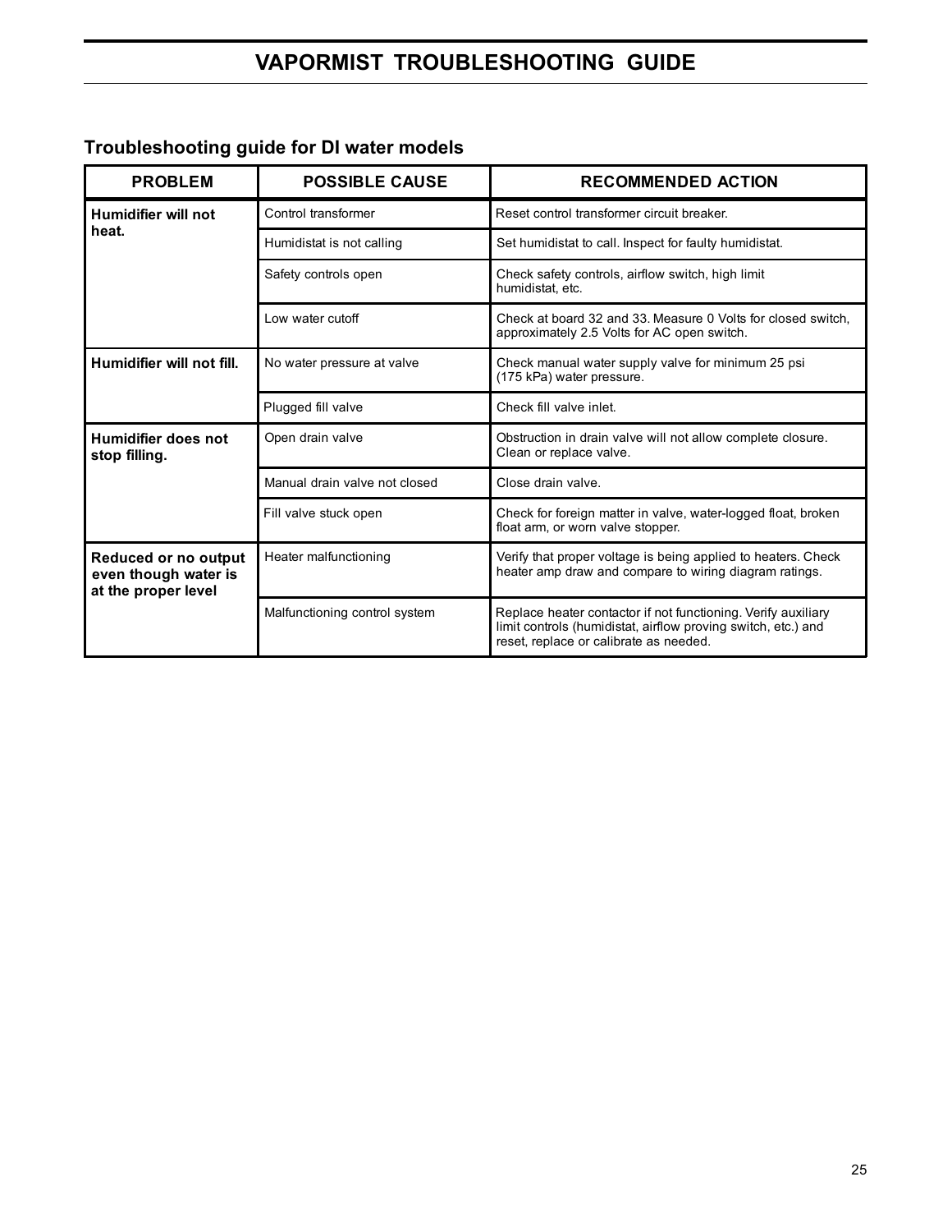# VAPORMIST TROUBLESHOOTING GUIDE

## Troubleshooting guide for DI water models

| PROBLEM | POSSIBLE CAUSE | RECOMMENDED ACTION |
|---|---|---|
| **Humidifier will not heat.** | Control transformer | Reset control transformer circuit breaker. |
| | Humidistat is not calling | Set humidistat to call. Inspect for faulty humidistat. |
| | Safety controls open | Check safety controls, airflow switch, high limit humidistat, etc. |
| | Low water cutoff | Check at board 32 and 33. Measure 0 Volts for closed switch, approximately 2.5 Volts for AC open switch. |
| **Humidifier will not fill.** | No water pressure at valve | Check manual water supply valve for minimum 25 psi (175 kPa) water pressure. |
| | Plugged fill valve | Check fill valve inlet. |
| **Humidifier does not stop filling.** | Open drain valve | Obstruction in drain valve will not allow complete closure. Clean or replace valve. |
| | Manual drain valve not closed | Close drain valve. |
| | Fill valve stuck open | Check for foreign matter in valve, water-logged float, broken float arm, or worn valve stopper. |
| **Reduced or no output even though water is at the proper level** | Heater malfunctioning | Verify that proper voltage is being applied to heaters. Check heater amp draw and compare to wiring diagram ratings. |
| | Malfunctioning control system | Replace heater contactor if not functioning. Verify auxiliary limit controls (humidistat, airflow proving switch, etc.) and reset, replace or calibrate as needed. |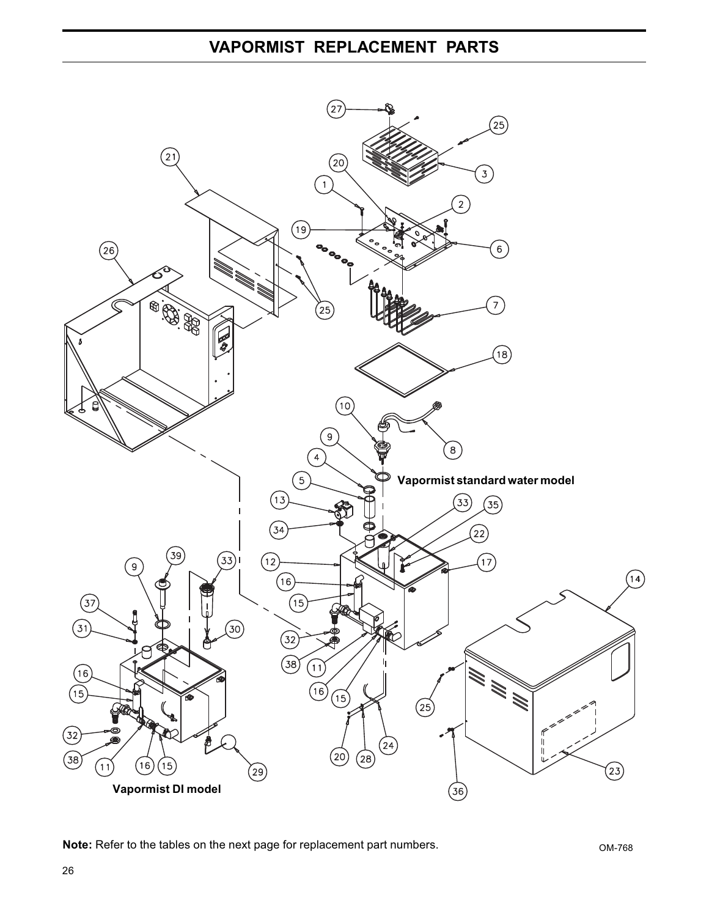# VAPORMIST REPLACEMENT PARTS

Vapormist standard water model

Vapormist DI model

**Note:** Refer to the tables on the next page for replacement part numbers.

OM-768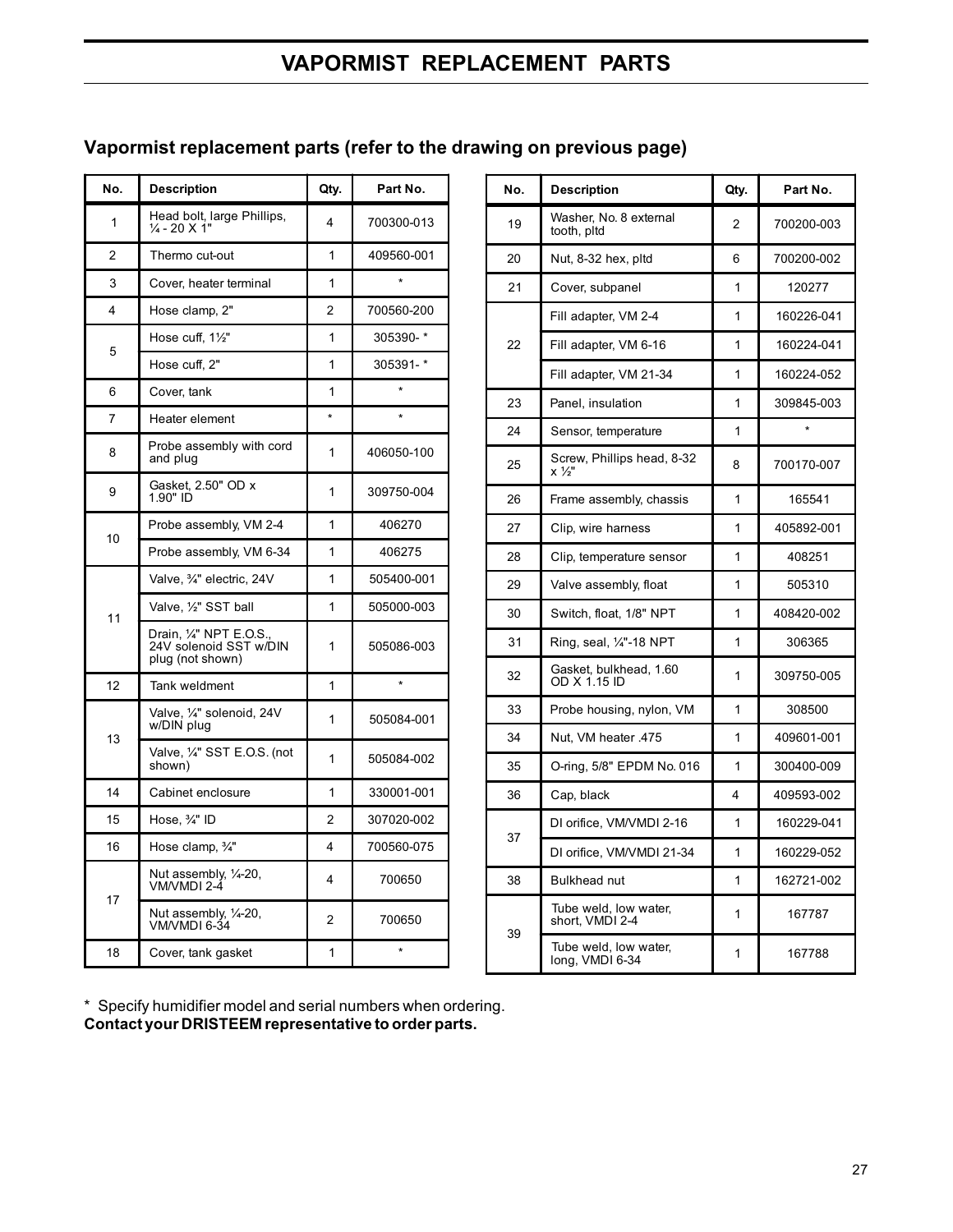# VAPORMIST REPLACEMENT PARTS

## Vapormist replacement parts (refer to the drawing on previous page)

| No. | Description | Qty. | Part No. |
|---|---|---|---|
| 1 | Head bolt, large Phillips, ¼ - 20 X 1" | 4 | 700300-013 |
| 2 | Thermo cut-out | 1 | 409560-001 |
| 3 | Cover, heater terminal | 1 | * |
| 4 | Hose clamp, 2" | 2 | 700560-200 |
| 5 | Hose cuff, 1½" | 1 | 305390- * |
| | Hose cuff, 2" | 1 | 305391- * |
| 6 | Cover, tank | 1 | * |
| 7 | Heater element | * | * |
| 8 | Probe assembly with cord and plug | 1 | 406050-100 |
| 9 | Gasket, 2.50" OD x 1.90" ID | 1 | 309750-004 |
| 10 | Probe assembly, VM 2-4 | 1 | 406270 |
| | Probe assembly, VM 6-34 | 1 | 406275 |
| 11 | Valve, ¾" electric, 24V | 1 | 505400-001 |
| | Valve, ½" SST ball | 1 | 505000-003 |
| | Drain, ¼" NPT E.O.S., 24V solenoid SST w/DIN plug (not shown) | 1 | 505086-003 |
| 12 | Tank weldment | 1 | * |
| 13 | Valve, ¼" solenoid, 24V w/DIN plug | 1 | 505084-001 |
| | Valve, ¼" SST E.O.S. (not shown) | 1 | 505084-002 |
| 14 | Cabinet enclosure | 1 | 330001-001 |
| 15 | Hose, ¾" ID | 2 | 307020-002 |
| 16 | Hose clamp, ¾" | 4 | 700560-075 |
| 17 | Nut assembly, ¼-20, VM/VMDI 2-4 | 4 | 700650 |
| | Nut assembly, ¼-20, VM/VMDI 6-34 | 2 | 700650 |
| 18 | Cover, tank gasket | 1 | * |
| 19 | Washer, No. 8 external tooth, pltd | 2 | 700200-003 |
| 20 | Nut, 8-32 hex, pltd | 6 | 700200-002 |
| 21 | Cover, subpanel | 1 | 120277 |
| 22 | Fill adapter, VM 2-4 | 1 | 160226-041 |
| | Fill adapter, VM 6-16 | 1 | 160224-041 |
| | Fill adapter, VM 21-34 | 1 | 160224-052 |
| 23 | Panel, insulation | 1 | 309845-003 |
| 24 | Sensor, temperature | 1 | * |
| 25 | Screw, Phillips head, 8-32 x ½" | 8 | 700170-007 |
| 26 | Frame assembly, chassis | 1 | 165541 |
| 27 | Clip, wire harness | 1 | 405892-001 |
| 28 | Clip, temperature sensor | 1 | 408251 |
| 29 | Valve assembly, float | 1 | 505310 |
| 30 | Switch, float, 1/8" NPT | 1 | 408420-002 |
| 31 | Ring, seal, ¼"-18 NPT | 1 | 306365 |
| 32 | Gasket, bulkhead, 1.60 OD X 1.15 ID | 1 | 309750-005 |
| 33 | Probe housing, nylon, VM | 1 | 308500 |
| 34 | Nut, VM heater .475 | 1 | 409601-001 |
| 35 | O-ring, 5/8" EPDM No. 016 | 1 | 300400-009 |
| 36 | Cap, black | 4 | 409593-002 |
| 37 | DI orifice, VM/VMDI 2-16 | 1 | 160229-041 |
| | DI orifice, VM/VMDI 21-34 | 1 | 160229-052 |
| 38 | Bulkhead nut | 1 | 162721-002 |
| 39 | Tube weld, low water, short, VMDI 2-4 | 1 | 167787 |
| | Tube weld, low water, long, VMDI 6-34 | 1 | 167788 |

\* Specify humidifier model and serial numbers when ordering.
**Contact your DRISTEEM representative to order parts.**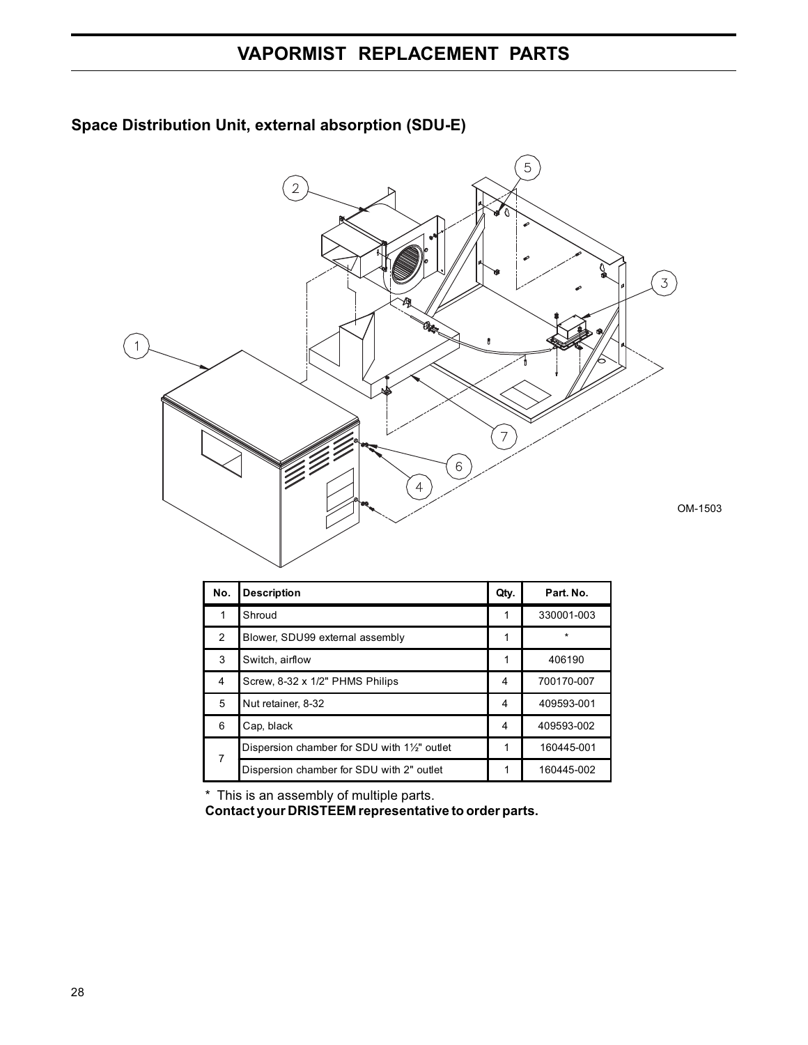# VAPORMIST REPLACEMENT PARTS

## Space Distribution Unit, external absorption (SDU-E)

OM-1503

| No. | Description | Qty. | Part. No. |
|---|---|---|---|
| 1 | Shroud | 1 | 330001-003 |
| 2 | Blower, SDU99 external assembly | 1 | * |
| 3 | Switch, airflow | 1 | 406190 |
| 4 | Screw, 8-32 x 1/2" PHMS Philips | 4 | 700170-007 |
| 5 | Nut retainer, 8-32 | 4 | 409593-001 |
| 6 | Cap, black | 4 | 409593-002 |
| 7 | Dispersion chamber for SDU with 1½" outlet | 1 | 160445-001 |
| | Dispersion chamber for SDU with 2" outlet | 1 | 160445-002 |

* This is an assembly of multiple parts.
**Contact your DRISTEEM representative to order parts.**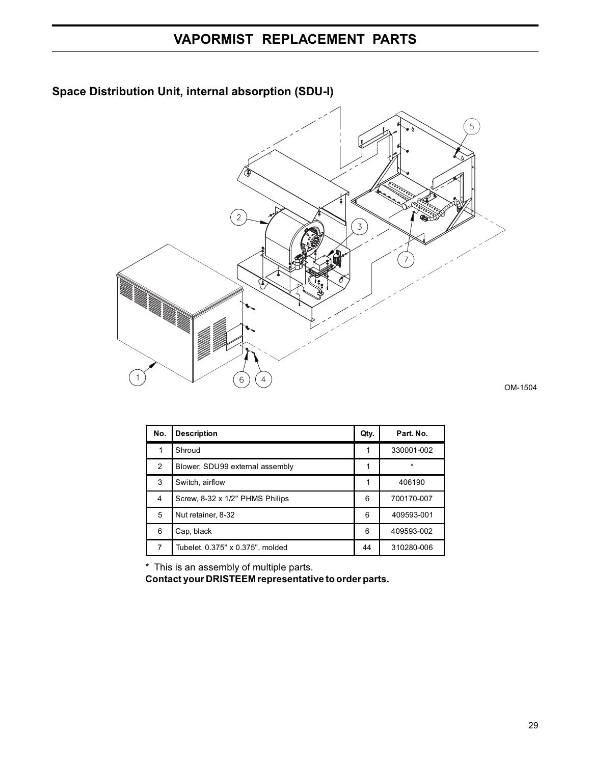# VAPORMIST REPLACEMENT PARTS

## Space Distribution Unit, internal absorption (SDU-I)

OM-1504

| No. | Description | Qty. | Part. No. |
|---|---|---|---|
| 1 | Shroud | 1 | 330001-002 |
| 2 | Blower, SDU99 external assembly | 1 | * |
| 3 | Switch, airflow | 1 | 406190 |
| 4 | Screw, 8-32 x 1/2" PHMS Philips | 6 | 700170-007 |
| 5 | Nut retainer, 8-32 | 6 | 409593-001 |
| 6 | Cap, black | 6 | 409593-002 |
| 7 | Tubelet, 0.375" x 0.375", molded | 44 | 310280-006 |

* This is an assembly of multiple parts.

**Contact your DRISTEEM representative to order parts.**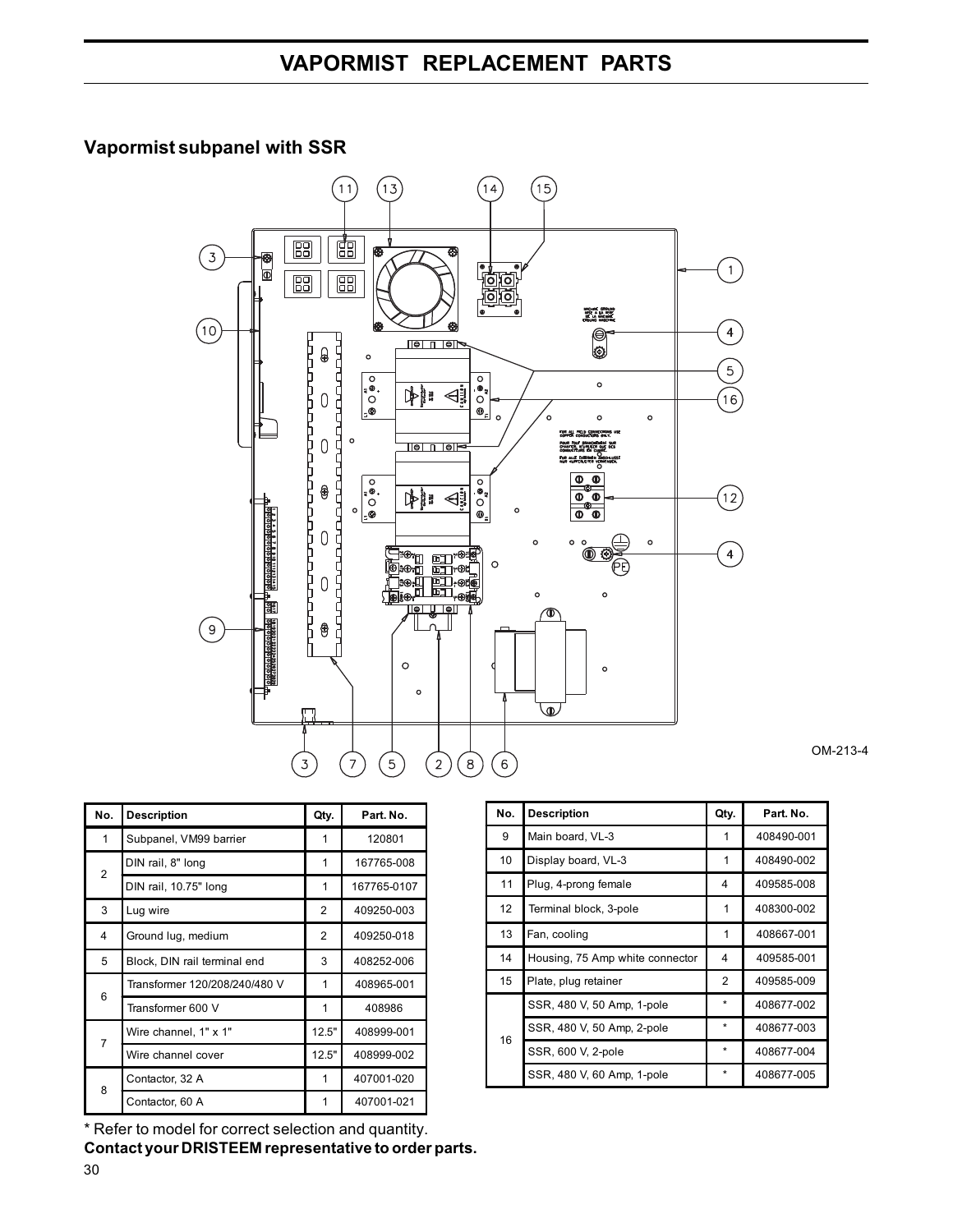# VAPORMIST REPLACEMENT PARTS

## Vapormist subpanel with SSR

OM-213-4

| No. | Description | Qty. | Part. No. |
|---|---|---|---|
| 1 | Subpanel, VM99 barrier | 1 | 120801 |
| 2 | DIN rail, 8" long | 1 | 167765-008 |
| | DIN rail, 10.75" long | 1 | 167765-0107 |
| 3 | Lug wire | 2 | 409250-003 |
| 4 | Ground lug, medium | 2 | 409250-018 |
| 5 | Block, DIN rail terminal end | 3 | 408252-006 |
| 6 | Transformer 120/208/240/480 V | 1 | 408965-001 |
| | Transformer 600 V | 1 | 408986 |
| 7 | Wire channel, 1" x 1" | 12.5" | 408999-001 |
| | Wire channel cover | 12.5" | 408999-002 |
| 8 | Contactor, 32 A | 1 | 407001-020 |
| | Contactor, 60 A | 1 | 407001-021 |

| No. | Description | Qty. | Part. No. |
|---|---|---|---|
| 9 | Main board, VL-3 | 1 | 408490-001 |
| 10 | Display board, VL-3 | 1 | 408490-002 |
| 11 | Plug, 4-prong female | 4 | 409585-008 |
| 12 | Terminal block, 3-pole | 1 | 408300-002 |
| 13 | Fan, cooling | 1 | 408667-001 |
| 14 | Housing, 75 Amp white connector | 4 | 409585-001 |
| 15 | Plate, plug retainer | 2 | 409585-009 |
| 16 | SSR, 480 V, 50 Amp, 1-pole | * | 408677-002 |
| | SSR, 480 V, 50 Amp, 2-pole | * | 408677-003 |
| | SSR, 600 V, 2-pole | * | 408677-004 |
| | SSR, 480 V, 60 Amp, 1-pole | * | 408677-005 |

* Refer to model for correct selection and quantity.

**Contact your DRISTEEM representative to order parts.**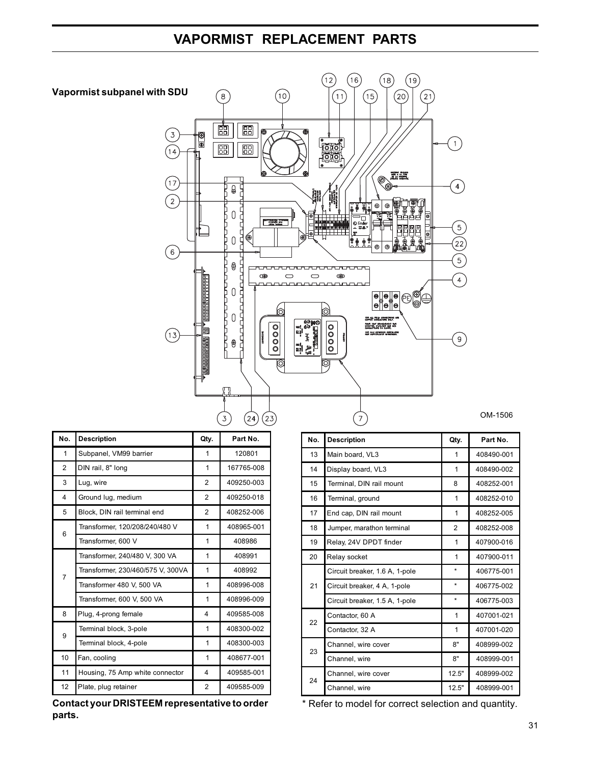# VAPORMIST REPLACEMENT PARTS

**Vapormist subpanel with SDU**

OM-1506

| No. | Description | Qty. | Part No. |
|---|---|---|---|
| 1 | Subpanel, VM99 barrier | 1 | 120801 |
| 2 | DIN rail, 8" long | 1 | 167765-008 |
| 3 | Lug, wire | 2 | 409250-003 |
| 4 | Ground lug, medium | 2 | 409250-018 |
| 5 | Block, DIN rail terminal end | 2 | 408252-006 |
| 6 | Transformer, 120/208/240/480 V | 1 | 408965-001 |
|  | Transformer, 600 V | 1 | 408986 |
| 7 | Transformer, 240/480 V, 300 VA | 1 | 408991 |
|  | Transformer, 230/460/575 V, 300VA | 1 | 408992 |
|  | Transformer 480 V, 500 VA | 1 | 408996-008 |
|  | Transformer, 600 V, 500 VA | 1 | 408996-009 |
| 8 | Plug, 4-prong female | 4 | 409585-008 |
| 9 | Terminal block, 3-pole | 1 | 408300-002 |
|  | Terminal block, 4-pole | 1 | 408300-003 |
| 10 | Fan, cooling | 1 | 408677-001 |
| 11 | Housing, 75 Amp white connector | 4 | 409585-001 |
| 12 | Plate, plug retainer | 2 | 409585-009 |

**Contact your DRISTEEM representative to order parts.**

| No. | Description | Qty. | Part No. |
|---|---|---|---|
| 13 | Main board, VL3 | 1 | 408490-001 |
| 14 | Display board, VL3 | 1 | 408490-002 |
| 15 | Terminal, DIN rail mount | 8 | 408252-001 |
| 16 | Terminal, ground | 1 | 408252-010 |
| 17 | End cap, DIN rail mount | 1 | 408252-005 |
| 18 | Jumper, marathon terminal | 2 | 408252-008 |
| 19 | Relay, 24V DPDT finder | 1 | 407900-016 |
| 20 | Relay socket | 1 | 407900-011 |
| 21 | Circuit breaker, 1.6 A, 1-pole | * | 406775-001 |
|  | Circuit breaker, 4 A, 1-pole | * | 406775-002 |
|  | Circuit breaker, 1.5 A, 1-pole | * | 406775-003 |
| 22 | Contactor, 60 A | 1 | 407001-021 |
|  | Contactor, 32 A | 1 | 407001-020 |
| 23 | Channel, wire cover | 8" | 408999-002 |
|  | Channel, wire | 8" | 408999-001 |
| 24 | Channel, wire cover | 12.5" | 408999-002 |
|  | Channel, wire | 12.5" | 408999-001 |

* Refer to model for correct selection and quantity.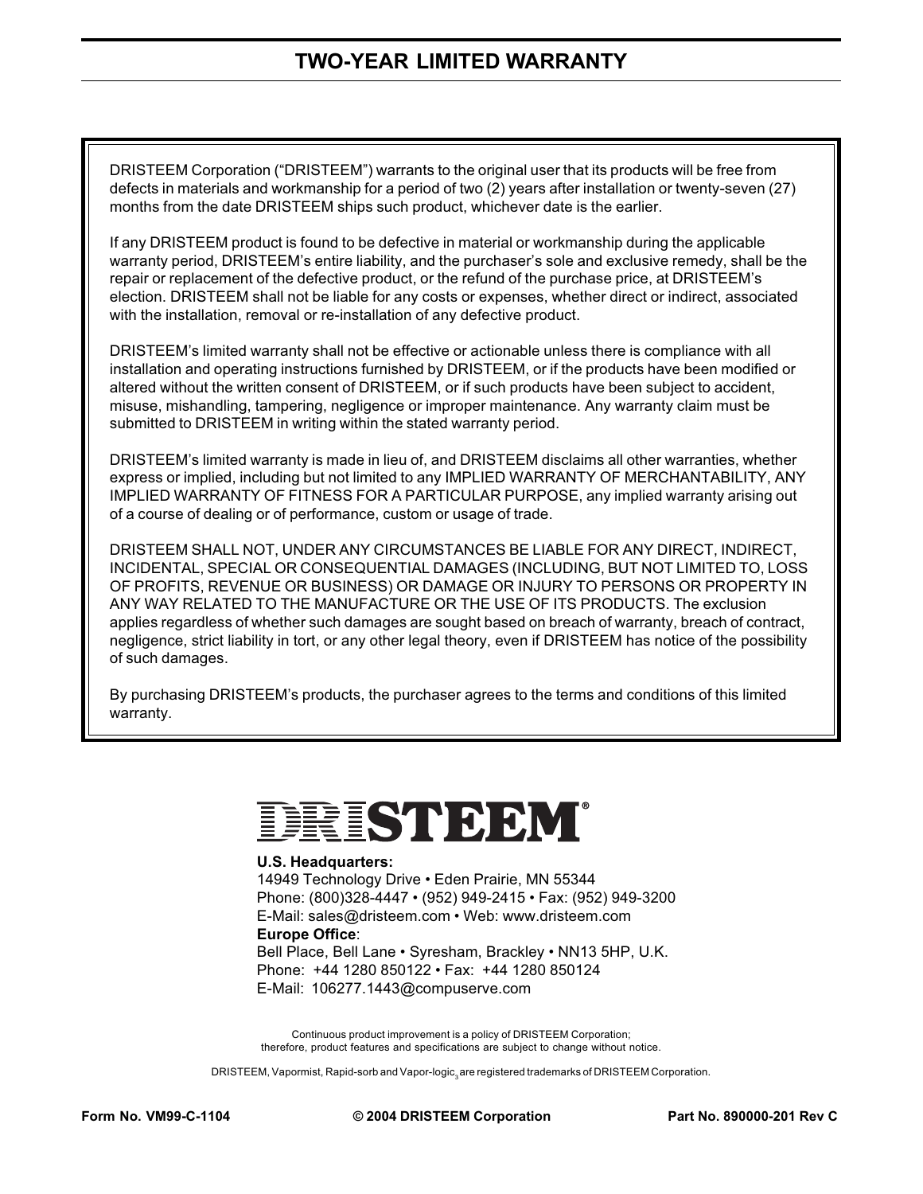# TWO-YEAR LIMITED WARRANTY

DRISTEEM Corporation (“DRISTEEM”) warrants to the original user that its products will be free from defects in materials and workmanship for a period of two (2) years after installation or twenty-seven (27) months from the date DRISTEEM ships such product, whichever date is the earlier.

If any DRISTEEM product is found to be defective in material or workmanship during the applicable warranty period, DRISTEEM’s entire liability, and the purchaser’s sole and exclusive remedy, shall be the repair or replacement of the defective product, or the refund of the purchase price, at DRISTEEM’s election. DRISTEEM shall not be liable for any costs or expenses, whether direct or indirect, associated with the installation, removal or re-installation of any defective product.

DRISTEEM’s limited warranty shall not be effective or actionable unless there is compliance with all installation and operating instructions furnished by DRISTEEM, or if the products have been modified or altered without the written consent of DRISTEEM, or if such products have been subject to accident, misuse, mishandling, tampering, negligence or improper maintenance. Any warranty claim must be submitted to DRISTEEM in writing within the stated warranty period.

DRISTEEM’s limited warranty is made in lieu of, and DRISTEEM disclaims all other warranties, whether express or implied, including but not limited to any IMPLIED WARRANTY OF MERCHANTABILITY, ANY IMPLIED WARRANTY OF FITNESS FOR A PARTICULAR PURPOSE, any implied warranty arising out of a course of dealing or of performance, custom or usage of trade.

DRISTEEM SHALL NOT, UNDER ANY CIRCUMSTANCES BE LIABLE FOR ANY DIRECT, INDIRECT, INCIDENTAL, SPECIAL OR CONSEQUENTIAL DAMAGES (INCLUDING, BUT NOT LIMITED TO, LOSS OF PROFITS, REVENUE OR BUSINESS) OR DAMAGE OR INJURY TO PERSONS OR PROPERTY IN ANY WAY RELATED TO THE MANUFACTURE OR THE USE OF ITS PRODUCTS. The exclusion applies regardless of whether such damages are sought based on breach of warranty, breach of contract, negligence, strict liability in tort, or any other legal theory, even if DRISTEEM has notice of the possibility of such damages.

By purchasing DRISTEEM’s products, the purchaser agrees to the terms and conditions of this limited warranty.

DRISTEEM®

**U.S. Headquarters:**
14949 Technology Drive • Eden Prairie, MN 55344
Phone: (800)328-4447 • (952) 949-2415 • Fax: (952) 949-3200
E-Mail: sales@dristeem.com • Web: www.dristeem.com
**Europe Office**:
Bell Place, Bell Lane • Syresham, Brackley • NN13 5HP, U.K.
Phone: +44 1280 850122 • Fax: +44 1280 850124
E-Mail: 106277.1443@compuserve.com

Continuous product improvement is a policy of DRISTEEM Corporation; therefore, product features and specifications are subject to change without notice.

DRISTEEM, Vapormist, Rapid-sorb and Vapor-logic$_3$ are registered trademarks of DRISTEEM Corporation.

**Form No. VM99-C-1104** **© 2004 DRISTEEM Corporation** **Part No. 890000-201 Rev C**